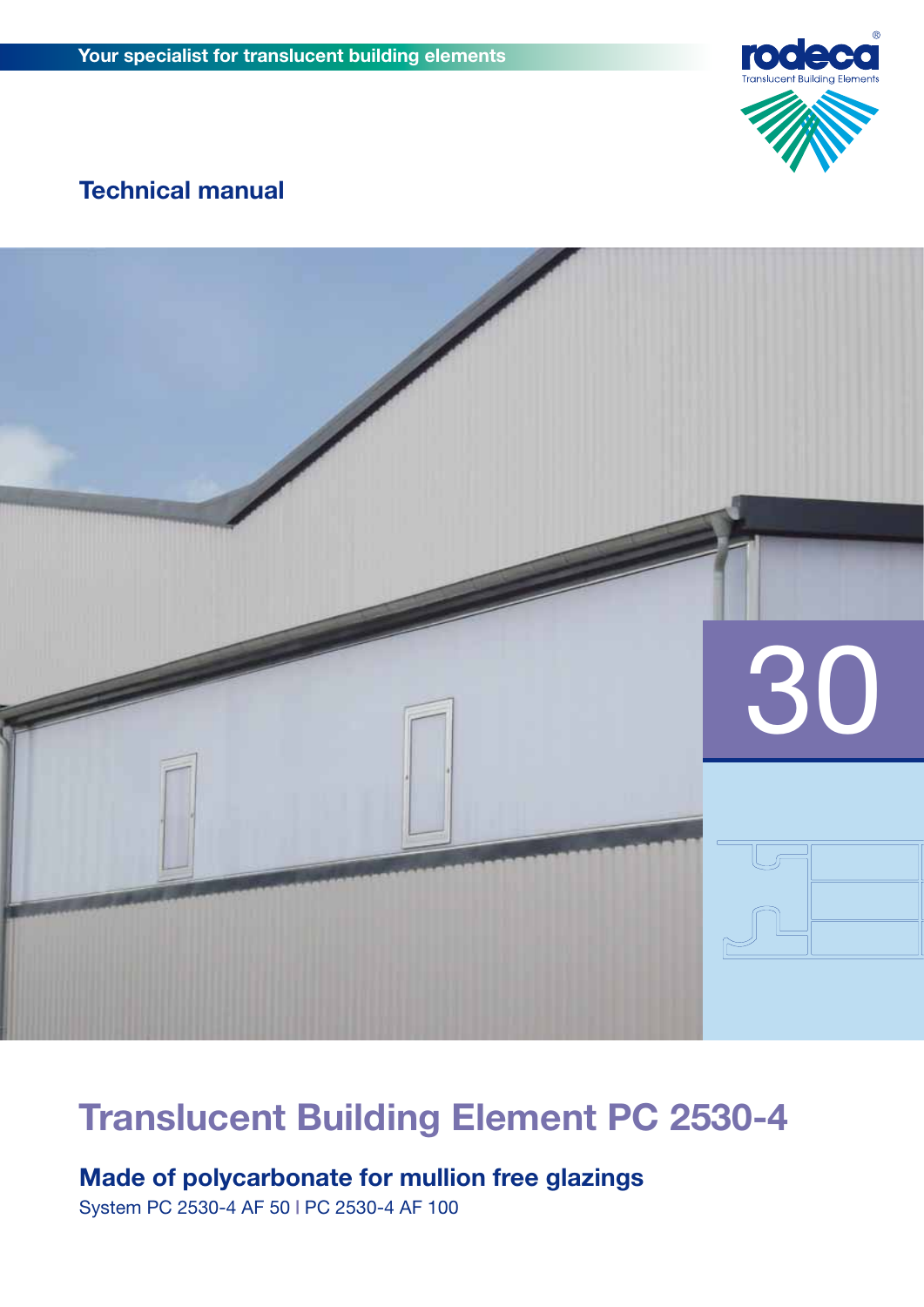Your specialist for translucent building elements

rodeca®
Translucent Building Elements

## Technical manual

30

# Translucent Building Element PC 2530-4

## Made of polycarbonate for mullion free glazings

System PC 2530-4 AF 50 | PC 2530-4 AF 100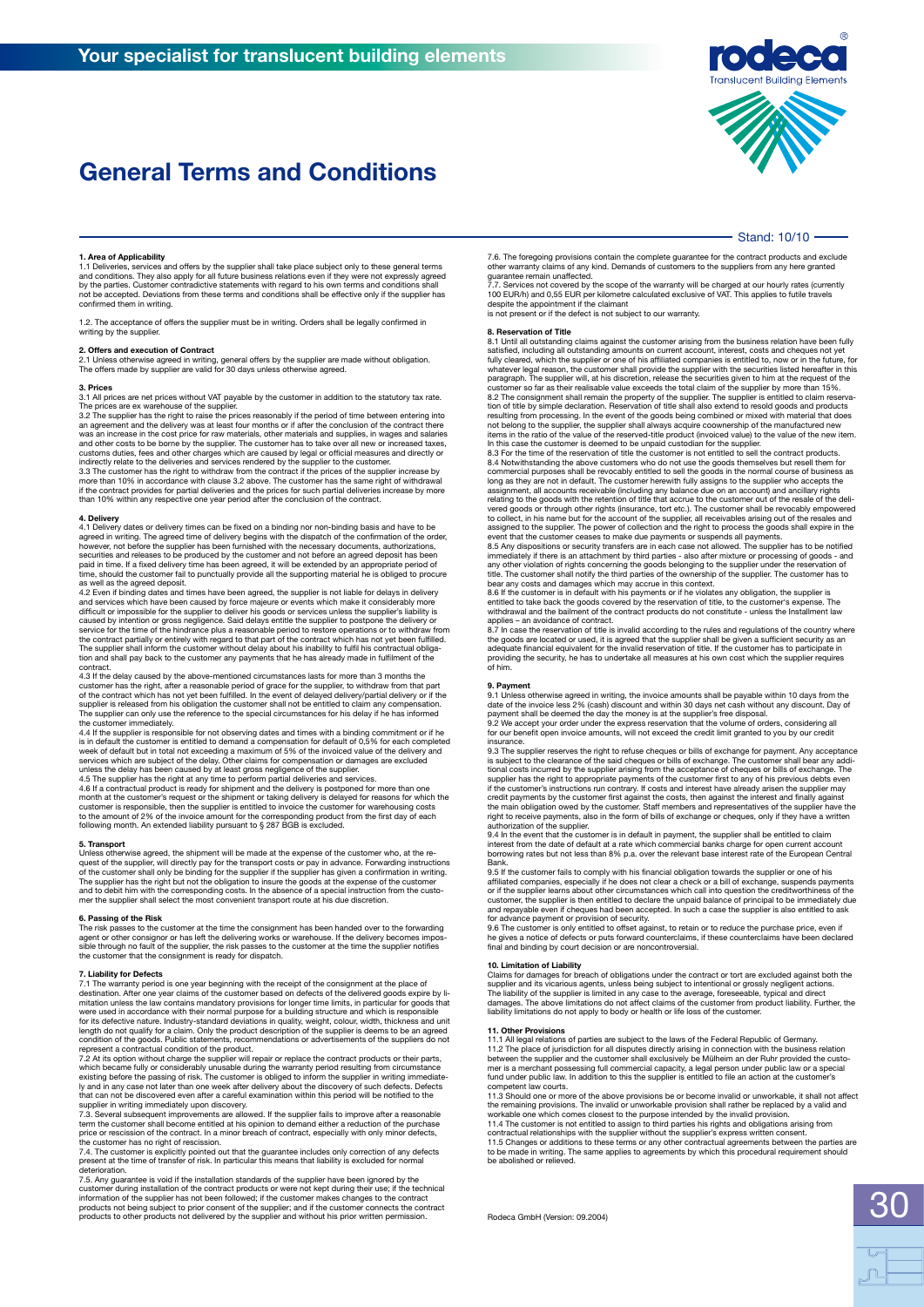# General Terms and Conditions

Stand: 10/10

### 1. Area of Applicability

1.1 Deliveries, services and offers by the supplier shall take place subject only to these general terms and conditions. They also apply for all future business relations even if they were not expressly agreed by the parties. Customer contradictive statements with regard to his own terms and conditions shall not be accepted. Deviations from these terms and conditions shall be effective only if the supplier has confirmed them in writing.

1.2. The acceptance of offers the supplier must be in writing. Orders shall be legally confirmed in writing by the supplier.

### 2. Offers and execution of Contract

2.1 Unless otherwise agreed in writing, general offers by the supplier are made without obligation. The offers made by supplier are valid for 30 days unless otherwise agreed.

### 3. Prices

3.1 All prices are net prices without VAT payable by the customer in addition to the statutory tax rate. The prices are ex warehouse of the supplier.

3.2 The supplier has the right to raise the prices reasonably if the period of time between entering into an agreement and the delivery was at least four months or if after the conclusion of the contract there was an increase in the cost price for raw materials, other materials and supplies, in wages and salaries and other costs to be borne by the supplier. The customer has to take over all new or increased taxes, customs duties, fees and other charges which are caused by legal or official measures and directly or indirectly relate to the deliveries and services rendered by the supplier to the customer.

3.3 The customer has the right to withdraw from the contract if the prices of the supplier increase by more than 10% in accordance with clause 3.2 above. The customer has the same right of withdrawal if the contract provides for partial deliveries and the prices for such partial deliveries increase by more than 10% within any respective one year period after the conclusion of the contract.

### 4. Delivery

4.1 Delivery dates or delivery times can be fixed on a binding nor non-binding basis and have to be agreed in writing. The agreed time of delivery begins with the dispatch of the confirmation of the order, however, not before the supplier has been furnished with the necessary documents, authorizations, securities and releases to be produced by the customer and not before an agreed deposit has been paid in time. If a fixed delivery time has been agreed, it will be extended by an appropriate period of time, should the customer fail to punctually provide all the supporting material he is obliged to procure as well as the agreed deposit.

4.2 Even if binding dates and times have been agreed, the supplier is not liable for delays in delivery and services which have been caused by force majeure or events which make it considerably more difficult or impossible for the supplier to deliver his goods or services unless the supplier's liability is caused by intention or gross negligence. Said delays entitle the supplier to postpone the delivery or service for the time of the hindrance plus a reasonable period to restore operations or to withdraw from the contract partially or entirely with regard to that part of the contract which has not yet been fulfilled. The supplier shall inform the customer without delay about his inability to fulfil his contractual obligation and shall pay back to the customer any payments that he has already made in fulfilment of the contract.

4.3 If the delay caused by the above-mentioned circumstances lasts for more than 3 months the customer has the right, after a reasonable period of grace for the supplier, to withdraw from that part of the contract which has not yet been fulfilled. In the event of delayed delivery/partial delivery or if the supplier is released from his obligation the customer shall not be entitled to claim any compensation. The supplier can only use the reference to the special circumstances for his delay if he has informed the customer immediately.

4.4 If the supplier is responsible for not observing dates and times with a binding commitment or if he is in default the customer is entitled to demand a compensation for default of 0,5% for each completed week of default but in total not exceeding a maximum of 5% of the invoiced value of the delivery and services which are subject of the delay. Other claims for compensation or damages are excluded unless the delay has been caused by at least gross negligence of the supplier.

4.5 The supplier has the right at any time to perform partial deliveries and services.

4.6 If a contractual product is ready for shipment and the delivery is postponed for more than one month at the customer's request or the shipment or taking delivery is delayed for reasons for which the customer is responsible, then the supplier is entitled to invoice the customer for warehousing costs to the amount of 2% of the invoice amount for the corresponding product from the first day of each following month. An extended liability pursuant to § 287 BGB is excluded.

### 5. Transport

Unless otherwise agreed, the shipment will be made at the expense of the customer who, at the request of the supplier, will directly pay for the transport costs or pay in advance. Forwarding instructions of the customer shall only be binding for the supplier if the supplier has given a confirmation in writing. The supplier has the right but not the obligation to insure the goods at the expense of the customer and to debit him with the corresponding costs. In the absence of a special instruction from the customer the supplier shall select the most convenient transport route at his due discretion.

### 6. Passing of the Risk

The risk passes to the customer at the time the consignment has been handed over to the forwarding agent or other consignor or has left the delivering works or warehouse. If the delivery becomes impossible through no fault of the supplier, the risk passes to the customer at the time the supplier notifies the customer that the consignment is ready for dispatch.

### 7. Liability for Defects

7.1 The warranty period is one year beginning with the receipt of the consignment at the place of destination. After one year claims of the customer based on defects of the delivered goods expire by limitation unless the law contains mandatory provisions for longer time limits, in particular for goods that were used in accordance with their normal purpose for a building structure and which is responsible for its defective nature. Industry-standard deviations in quality, weight, colour, width, thickness and unit length do not qualify for a claim. Only the product description of the supplier is deems to be an agreed condition of the goods. Public statements, recommendations or advertisements of the suppliers do not represent a contractual condition of the product.

7.2 At its option without charge the supplier will repair or replace the contract products or their parts, which became fully or considerably unusable during the warranty period resulting from circumstance existing before the passing of risk. The customer is obliged to inform the supplier in writing immediately and in any case not later than one week after delivery about the discovery of such defects. Defects that can not be discovered even after a careful examination within this period will be notified to the supplier in writing immediately upon discovery.

7.3. Several subsequent improvements are allowed. If the supplier fails to improve after a reasonable term the customer shall become entitled at his opinion to demand either a reduction of the purchase price or rescission of the contract. In a minor breach of contract, especially with only minor defects, the customer has no right of rescission.

7.4. The customer is explicitly pointed out that the guarantee includes only correction of any defects present at the time of transfer of risk. In particular this means that liability is excluded for normal deterioration.

7.5. Any guarantee is void if the installation standards of the supplier have been ignored by the customer during installation of the contract products or were not kept during their use; if the technical information of the supplier has not been followed; if the customer makes changes to the contract products not being subject to prior consent of the supplier; and if the customer connects the contract products to other products not delivered by the supplier and without his prior written permission.

7.6. The foregoing provisions contain the complete guarantee for the contract products and exclude other warranty claims of any kind. Demands of customers to the suppliers from any here granted guarantee remain unaffected.

7.7. Services not covered by the scope of the warranty will be charged at our hourly rates (currently 100 EUR/h) and 0,55 EUR per kilometre calculated exclusive of VAT. This applies to futile travels despite the appointment if the claimant is not present or if the defect is not subject to our warranty.

### 8. Reservation of Title

8.1 Until all outstanding claims against the customer arising from the business relation have been fully satisfied, including all outstanding amounts on current account, interest, costs and cheques not yet fully cleared, which the supplier or one of his affiliated companies is entitled to, now or in the future, for whatever legal reason, the customer shall provide the supplier with the securities listed hereafter in this paragraph. The supplier will, at his discretion, release the securities given to him at the request of the customer so far as their realisable value exceeds the total claim of the supplier by more than 15%.

8.2 The consignment shall remain the property of the supplier. The supplier is entitled to claim reservation of title by simple declaration. Reservation of title shall also extend to resold goods and products resulting from processing. In the event of the goods being combined or mixed with material that does not belong to the supplier, the supplier shall always acquire coownership of the manufactured new items in the ratio of the value of the reserved-title product (invoiced value) to the value of the new item. In this case the customer is deemed to be unpaid custodian for the supplier.

8.3 For the time of the reservation of title the customer is not entitled to sell the contract products.

8.4 Notwithstanding the above customers who do not use the goods themselves but resell them for commercial purposes shall be revocably entitled to sell the goods in the normal course of business as long as they are not in default. The customer herewith fully assigns to the supplier who accepts the assignment, all accounts receivable (including any balance due on an account) and ancillary rights relating to the goods with the retention of title that accrue to the customer out of the resale of the delivered goods or through other rights (insurance, tort etc.). The customer shall be revocably empowered to collect, in his name but for the account of the supplier, all receivables arising out of the resales and assigned to the supplier. The power of collection and the right to process the goods shall expire in the event that the customer ceases to make due payments or suspends all payments.

8.5 Any dispositions or security transfers are in each case not allowed. The supplier has to be notified immediately if there is an attachment by third parties - also after mixture or processing of goods - and any other violation of rights concerning the goods belonging to the supplier under the reservation of title. The customer shall notify the third parties of the ownership of the supplier. The customer has to bear any costs and damages which may accrue in this context.

8.6 If the customer is in default with his payments or if he violates any obligation, the supplier is entitled to take back the goods covered by the reservation of title, to the customer's expense. The withdrawal and the bailment of the contract products do not constitute - unless the Installment law applies – an avoidance of contract.

8.7 In case the reservation of title is invalid according to the rules and regulations of the country where the goods are located or used, it is agreed that the supplier shall be given a sufficient security as an adequate financial equivalent for the invalid reservation of title. If the customer has to participate in providing the security, he has to undertake all measures at his own cost which the supplier requires of him.

### 9. Payment

9.1 Unless otherwise agreed in writing, the invoice amounts shall be payable within 10 days from the date of the invoice less 2% (cash) discount and within 30 days net cash without any discount. Day of payment shall be deemed the day the money is at the supplier's free disposal.

9.2 We accept your order under the express reservation that the volume of orders, considering all for our benefit open invoice amounts, will not exceed the credit limit granted to you by our credit insurance.

9.3 The supplier reserves the right to refuse cheques or bills of exchange for payment. Any acceptance is subject to the clearance of the said cheques or bills of exchange. The customer shall bear any additional costs incurred by the supplier arising from the acceptance of cheques or bills of exchange. The supplier has the right to appropriate payments of the customer first to any of his previous debts even if the customer's instructions run contrary. If costs and interest have already arisen the supplier may credit payments by the customer first against the costs, then against the interest and finally against the main obligation owed by the customer. Staff members and representatives of the supplier have the right to receive payments, also in the form of bills of exchange or cheques, only if they have a written authorization of the supplier.

9.4 In the event that the customer is in default in payment, the supplier shall be entitled to claim interest from the date of default at a rate which commercial banks charge for open current account borrowing rates but not less than 8% p.a. over the relevant base interest rate of the European Central Bank.

9.5 If the customer fails to comply with his financial obligation towards the supplier or one of his affiliated companies, especially if he does not clear a check or a bill of exchange, suspends payments or if the supplier learns about other circumstances which call into question the creditworthiness of the customer, the supplier is then entitled to declare the unpaid balance of principal to be immediately due and repayable even if cheques had been accepted. In such a case the supplier is also entitled to ask for advance payment or provision of security.

9.6 The customer is only entitled to offset against, to retain or to reduce the purchase price, even if he gives a notice of defects or puts forward counterclaims, if these counterclaims have been declared final and binding by court decision or are noncontroversial.

### 10. Limitation of Liability

Claims for damages for breach of obligations under the contract or tort are excluded against both the supplier and its vicarious agents, unless being subject to intentional or grossly negligent actions. The liability of the supplier is limited in any case to the average, foreseeable, typical and direct damages. The above limitations do not affect claims of the customer from product liability. Further, the liability limitations do not apply to body or health or life loss of the customer.

### 11. Other Provisions

11.1 All legal relations of parties are subject to the laws of the Federal Republic of Germany.

11.2 The place of jurisdiction for all disputes directly arising in connection with the business relation between the supplier and the customer shall exclusively be Mülheim an der Ruhr provided the customer is a merchant possessing full commercial capacity, a legal person under public law or a special fund under public law. In addition to this the supplier is entitled to file an action at the customer's competent law courts.

11.3 Should one or more of the above provisions be or become invalid or unworkable, it shall not affect the remaining provisions. The invalid or unworkable provision shall rather be replaced by a valid and workable one which comes closest to the purpose intended by the invalid provision.

11.4 The customer is not entitled to assign to third parties his rights and obligations arising from contractual relationships with the supplier without the supplier's express written consent.

11.5 Changes or additions to these terms or any other contractual agreements between the parties are to be made in writing. The same applies to agreements by which this procedural requirement should be abolished or relieved.

Rodeca GmbH (Version: 09.2004)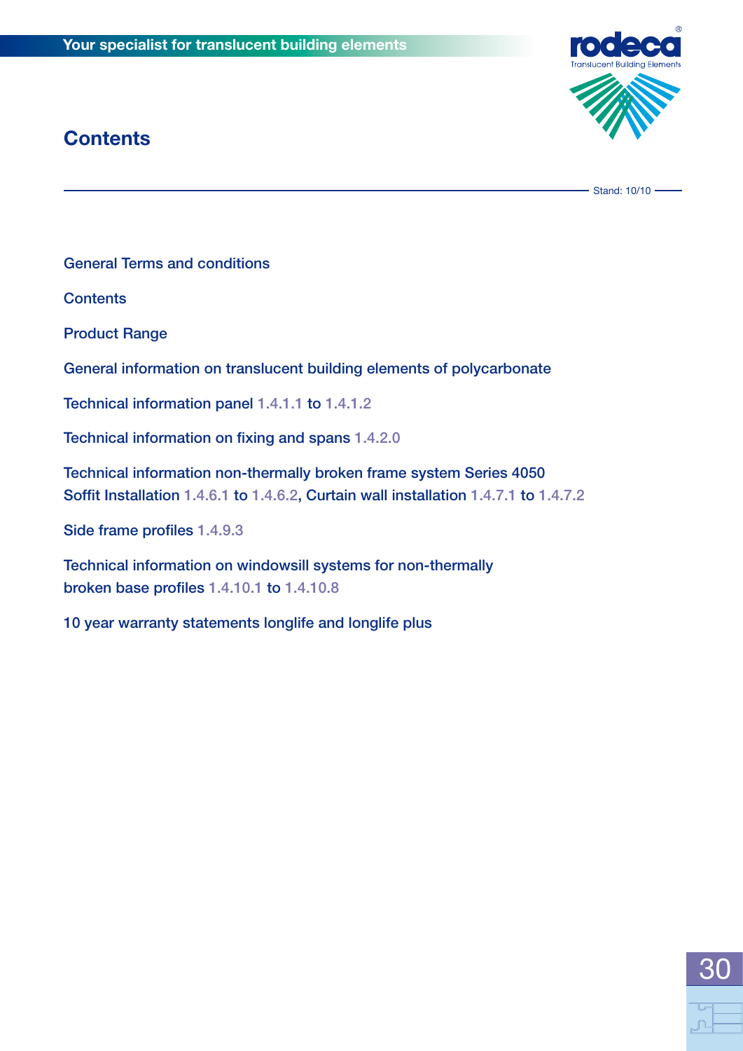# Contents

Stand: 10/10

General Terms and conditions

Contents

Product Range

General information on translucent building elements of polycarbonate

Technical information panel 1.4.1.1 to 1.4.1.2

Technical information on fixing and spans 1.4.2.0

Technical information non-thermally broken frame system Series 4050
Soffit Installation 1.4.6.1 to 1.4.6.2, Curtain wall installation 1.4.7.1 to 1.4.7.2

Side frame profiles 1.4.9.3

Technical information on windowsill systems for non-thermally
broken base profiles 1.4.10.1 to 1.4.10.8

10 year warranty statements longlife and longlife plus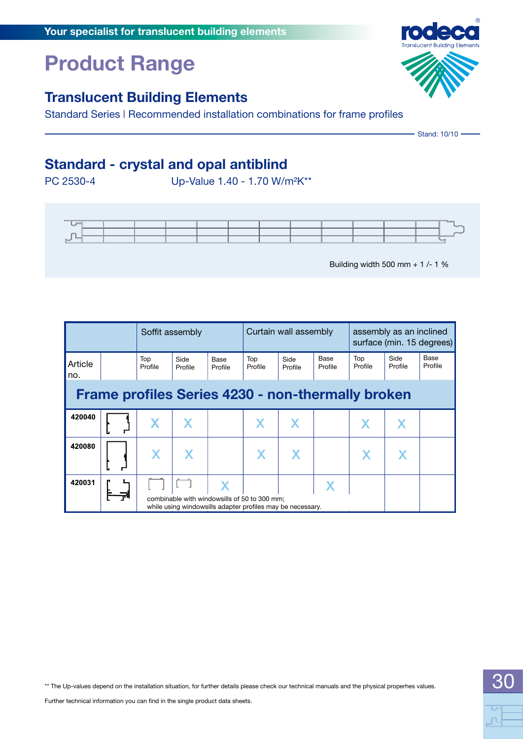# Product Range

## Translucent Building Elements

Standard Series | Recommended installation combinations for frame profiles

Stand: 10/10

## Standard - crystal and opal antiblind

PC 2530-4 Up-Value 1.40 - 1.70 W/m²K**

Building width 500 mm + 1 /- 1 %

| | | Soffit assembly | | | Curtain wall assembly | | | assembly as an inclined surface (min. 15 degrees) | | |
|---|---|---|---|---|---|---|---|---|---|---|
| Article no. | | Top Profile | Side Profile | Base Profile | Top Profile | Side Profile | Base Profile | Top Profile | Side Profile | Base Profile |
| **Frame profiles Series 4230 - non-thermally broken** | | | | | | | | | | |
| 420040 | | X | X | | X | X | | X | X | |
| 420080 | | X | X | | X | X | | X | X | |
| 420031 | | | | X | | | X | | | |
| | | combinable with windowsills of 50 to 300 mm; while using windowsills adapter profiles may be necessary. | | | | | | | | |

** The Up-values depend on the installation situation, for further details please check our technical manuals and the physical properhes values.

Further technical information you can find in the single product data sheets.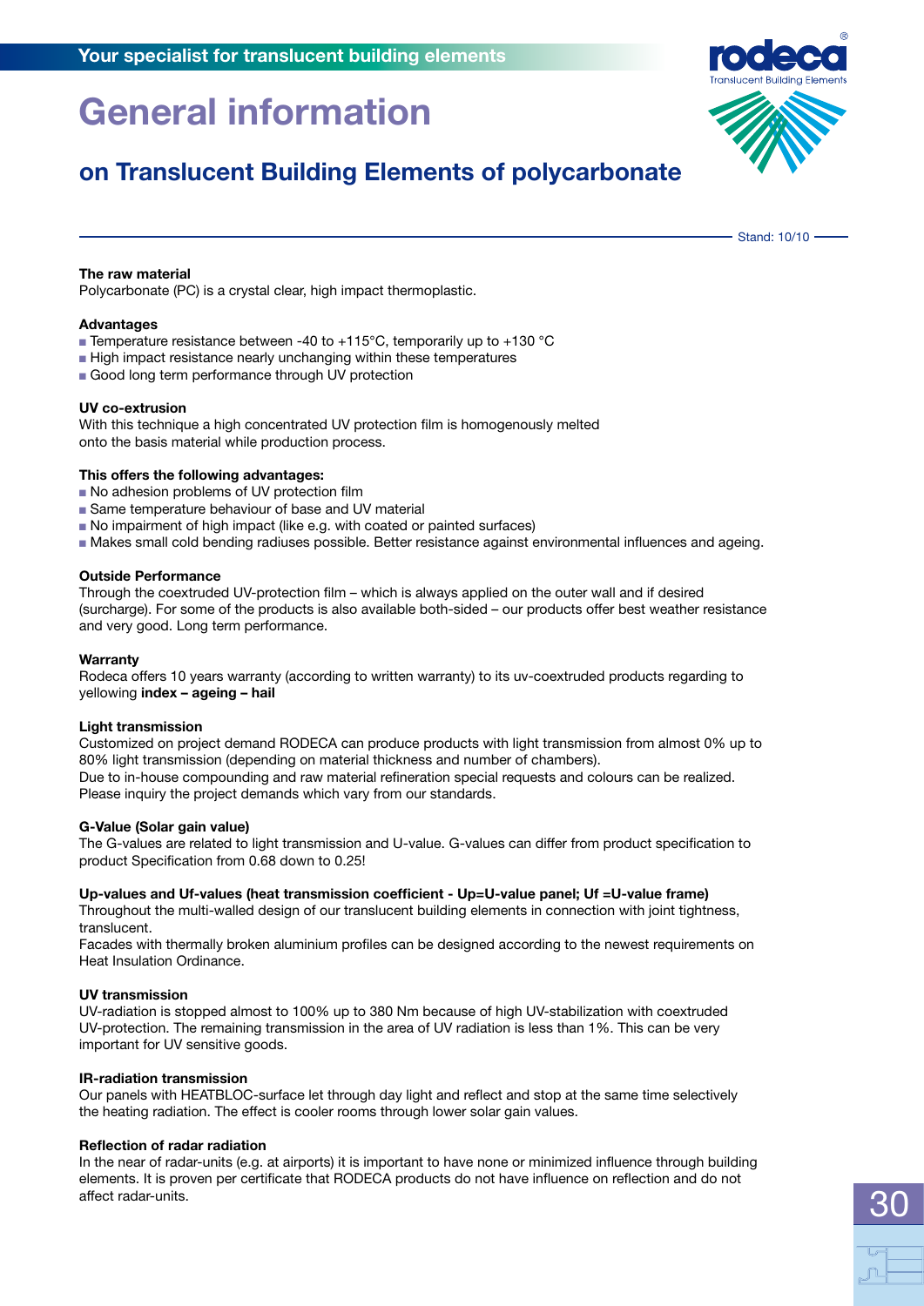Your specialist for translucent building elements

# General information

## on Translucent Building Elements of polycarbonate

Stand: 10/10

**The raw material**
Polycarbonate (PC) is a crystal clear, high impact thermoplastic.

**Advantages**
- Temperature resistance between -40 to +115°C, temporarily up to +130 °C
- High impact resistance nearly unchanging within these temperatures
- Good long term performance through UV protection

**UV co-extrusion**
With this technique a high concentrated UV protection film is homogenously melted onto the basis material while production process.

**This offers the following advantages:**
- No adhesion problems of UV protection film
- Same temperature behaviour of base and UV material
- No impairment of high impact (like e.g. with coated or painted surfaces)
- Makes small cold bending radiuses possible. Better resistance against environmental influences and ageing.

**Outside Performance**
Through the coextruded UV-protection film – which is always applied on the outer wall and if desired (surcharge). For some of the products is also available both-sided – our products offer best weather resistance and very good. Long term performance.

**Warranty**
Rodeca offers 10 years warranty (according to written warranty) to its uv-coextruded products regarding to yellowing **index – ageing – hail**

**Light transmission**
Customized on project demand RODECA can produce products with light transmission from almost 0% up to 80% light transmission (depending on material thickness and number of chambers).
Due to in-house compounding and raw material refineration special requests and colours can be realized. Please inquiry the project demands which vary from our standards.

**G-Value (Solar gain value)**
The G-values are related to light transmission and U-value. G-values can differ from product specification to product Specification from 0.68 down to 0.25!

**Up-values and Uf-values (heat transmission coefficient - Up=U-value panel; Uf =U-value frame)**
Throughout the multi-walled design of our translucent building elements in connection with joint tightness, translucent.
Facades with thermally broken aluminium profiles can be designed according to the newest requirements on Heat Insulation Ordinance.

**UV transmission**
UV-radiation is stopped almost to 100% up to 380 Nm because of high UV-stabilization with coextruded UV-protection. The remaining transmission in the area of UV radiation is less than 1%. This can be very important for UV sensitive goods.

**IR-radiation transmission**
Our panels with HEATBLOC-surface let through day light and reflect and stop at the same time selectively the heating radiation. The effect is cooler rooms through lower solar gain values.

**Reflection of radar radiation**
In the near of radar-units (e.g. at airports) it is important to have none or minimized influence through building elements. It is proven per certificate that RODECA products do not have influence on reflection and do not affect radar-units.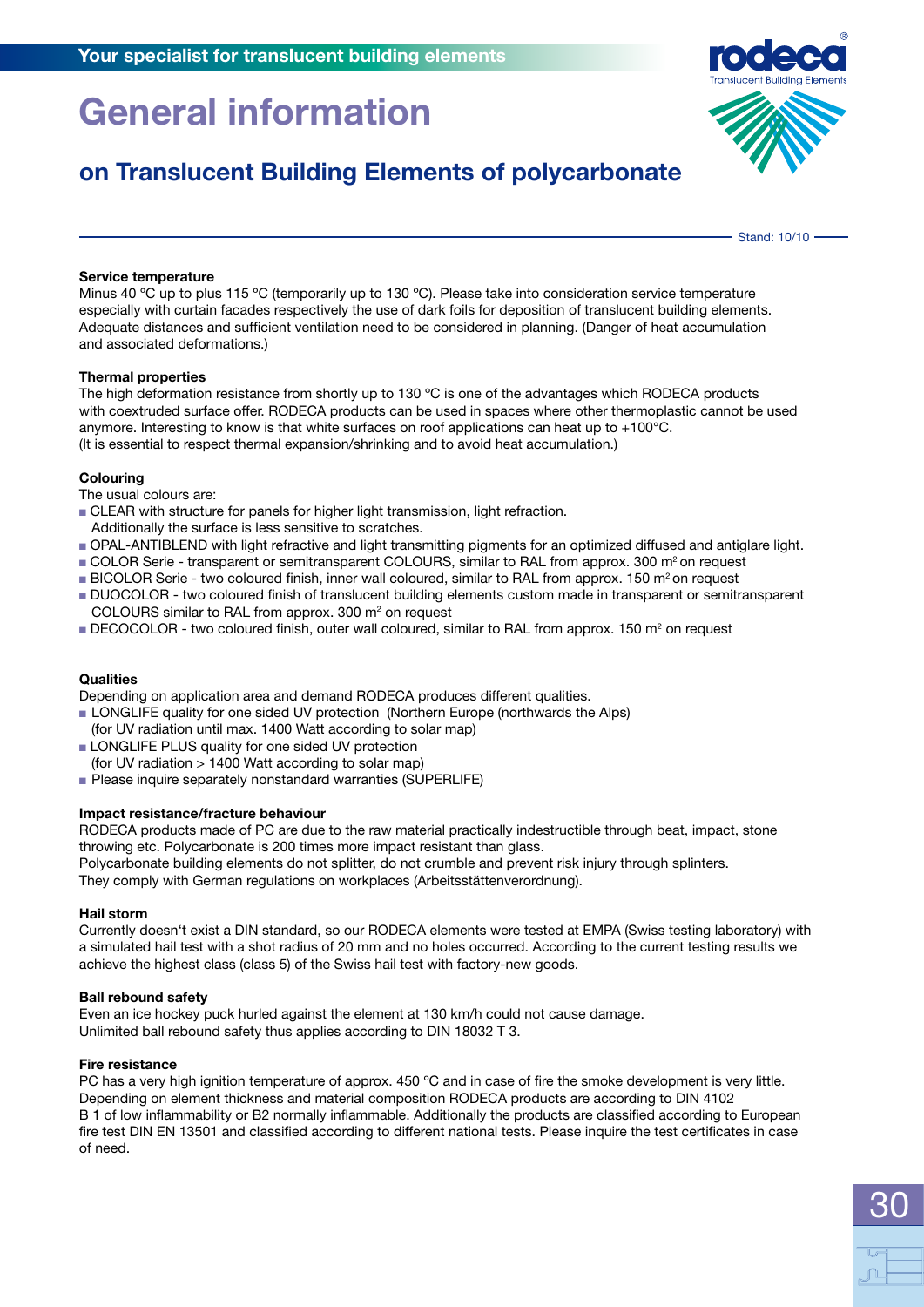Your specialist for translucent building elements

# General information

## on Translucent Building Elements of polycarbonate

Stand: 10/10

**Service temperature**

Minus 40 °C up to plus 115 °C (temporarily up to 130 °C). Please take into consideration service temperature especially with curtain facades respectively the use of dark foils for deposition of translucent building elements. Adequate distances and sufficient ventilation need to be considered in planning. (Danger of heat accumulation and associated deformations.)

**Thermal properties**

The high deformation resistance from shortly up to 130 °C is one of the advantages which RODECA products with coextruded surface offer. RODECA products can be used in spaces where other thermoplastic cannot be used anymore. Interesting to know is that white surfaces on roof applications can heat up to +100°C.
(It is essential to respect thermal expansion/shrinking and to avoid heat accumulation.)

**Colouring**

The usual colours are:

- CLEAR with structure for panels for higher light transmission, light refraction.
  Additionally the surface is less sensitive to scratches.
- OPAL-ANTIBLEND with light refractive and light transmitting pigments for an optimized diffused and antiglare light.
- COLOR Serie - transparent or semitransparent COLOURS, similar to RAL from approx. 300 m² on request
- BICOLOR Serie - two coloured finish, inner wall coloured, similar to RAL from approx. 150 m² on request
- DUOCOLOR - two coloured finish of translucent building elements custom made in transparent or semitransparent COLOURS similar to RAL from approx. 300 m² on request
- DECOCOLOR - two coloured finish, outer wall coloured, similar to RAL from approx. 150 m² on request

**Qualities**

Depending on application area and demand RODECA produces different qualities.

- LONGLIFE quality for one sided UV protection (Northern Europe (northwards the Alps)
  (for UV radiation until max. 1400 Watt according to solar map)
- LONGLIFE PLUS quality for one sided UV protection
  (for UV radiation > 1400 Watt according to solar map)
- Please inquire separately nonstandard warranties (SUPERLIFE)

**Impact resistance/fracture behaviour**

RODECA products made of PC are due to the raw material practically indestructible through beat, impact, stone throwing etc. Polycarbonate is 200 times more impact resistant than glass.
Polycarbonate building elements do not splitter, do not crumble and prevent risk injury through splinters.
They comply with German regulations on workplaces (Arbeitsstättenverordnung).

**Hail storm**

Currently doesn't exist a DIN standard, so our RODECA elements were tested at EMPA (Swiss testing laboratory) with a simulated hail test with a shot radius of 20 mm and no holes occurred. According to the current testing results we achieve the highest class (class 5) of the Swiss hail test with factory-new goods.

**Ball rebound safety**

Even an ice hockey puck hurled against the element at 130 km/h could not cause damage.
Unlimited ball rebound safety thus applies according to DIN 18032 T 3.

**Fire resistance**

PC has a very high ignition temperature of approx. 450 °C and in case of fire the smoke development is very little. Depending on element thickness and material composition RODECA products are according to DIN 4102 B 1 of low inflammability or B2 normally inflammable. Additionally the products are classified according to European fire test DIN EN 13501 and classified according to different national tests. Please inquire the test certificates in case of need.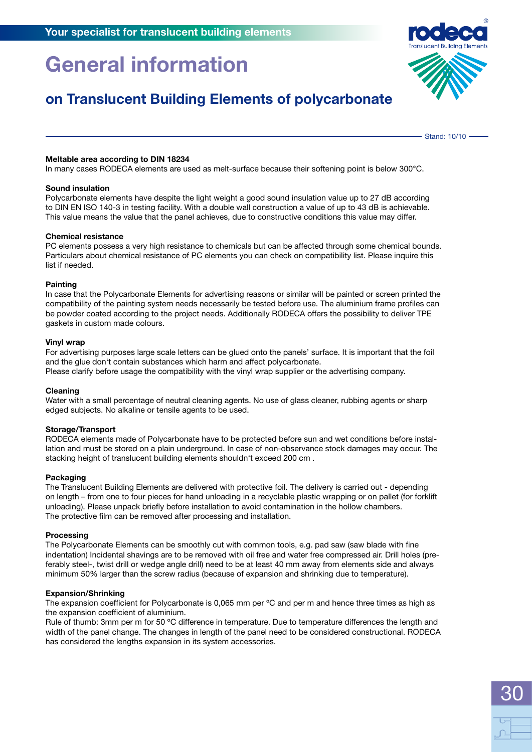# General information

## on Translucent Building Elements of polycarbonate

Stand: 10/10

**Meltable area according to DIN 18234**
In many cases RODECA elements are used as melt-surface because their softening point is below 300°C.

**Sound insulation**
Polycarbonate elements have despite the light weight a good sound insulation value up to 27 dB according to DIN EN ISO 140-3 in testing facility. With a double wall construction a value of up to 43 dB is achievable. This value means the value that the panel achieves, due to constructive conditions this value may differ.

**Chemical resistance**
PC elements possess a very high resistance to chemicals but can be affected through some chemical bounds. Particulars about chemical resistance of PC elements you can check on compatibility list. Please inquire this list if needed.

**Painting**
In case that the Polycarbonate Elements for advertising reasons or similar will be painted or screen printed the compatibility of the painting system needs necessarily be tested before use. The aluminium frame profiles can be powder coated according to the project needs. Additionally RODECA offers the possibility to deliver TPE gaskets in custom made colours.

**Vinyl wrap**
For advertising purposes large scale letters can be glued onto the panels' surface. It is important that the foil and the glue don't contain substances which harm and affect polycarbonate.
Please clarify before usage the compatibility with the vinyl wrap supplier or the advertising company.

**Cleaning**
Water with a small percentage of neutral cleaning agents. No use of glass cleaner, rubbing agents or sharp edged subjects. No alkaline or tensile agents to be used.

**Storage/Transport**
RODECA elements made of Polycarbonate have to be protected before sun and wet conditions before installation and must be stored on a plain underground. In case of non-observance stock damages may occur. The stacking height of translucent building elements shouldn't exceed 200 cm .

**Packaging**
The Translucent Building Elements are delivered with protective foil. The delivery is carried out - depending on length – from one to four pieces for hand unloading in a recyclable plastic wrapping or on pallet (for forklift unloading). Please unpack briefly before installation to avoid contamination in the hollow chambers.
The protective film can be removed after processing and installation.

**Processing**
The Polycarbonate Elements can be smoothly cut with common tools, e.g. pad saw (saw blade with fine indentation) Incidental shavings are to be removed with oil free and water free compressed air. Drill holes (preferably steel-, twist drill or wedge angle drill) need to be at least 40 mm away from elements side and always minimum 50% larger than the screw radius (because of expansion and shrinking due to temperature).

**Expansion/Shrinking**
The expansion coefficient for Polycarbonate is 0,065 mm per ºC and per m and hence three times as high as the expansion coefficient of aluminium.
Rule of thumb: 3mm per m for 50 ºC difference in temperature. Due to temperature differences the length and width of the panel change. The changes in length of the panel need to be considered constructional. RODECA has considered the lengths expansion in its system accessories.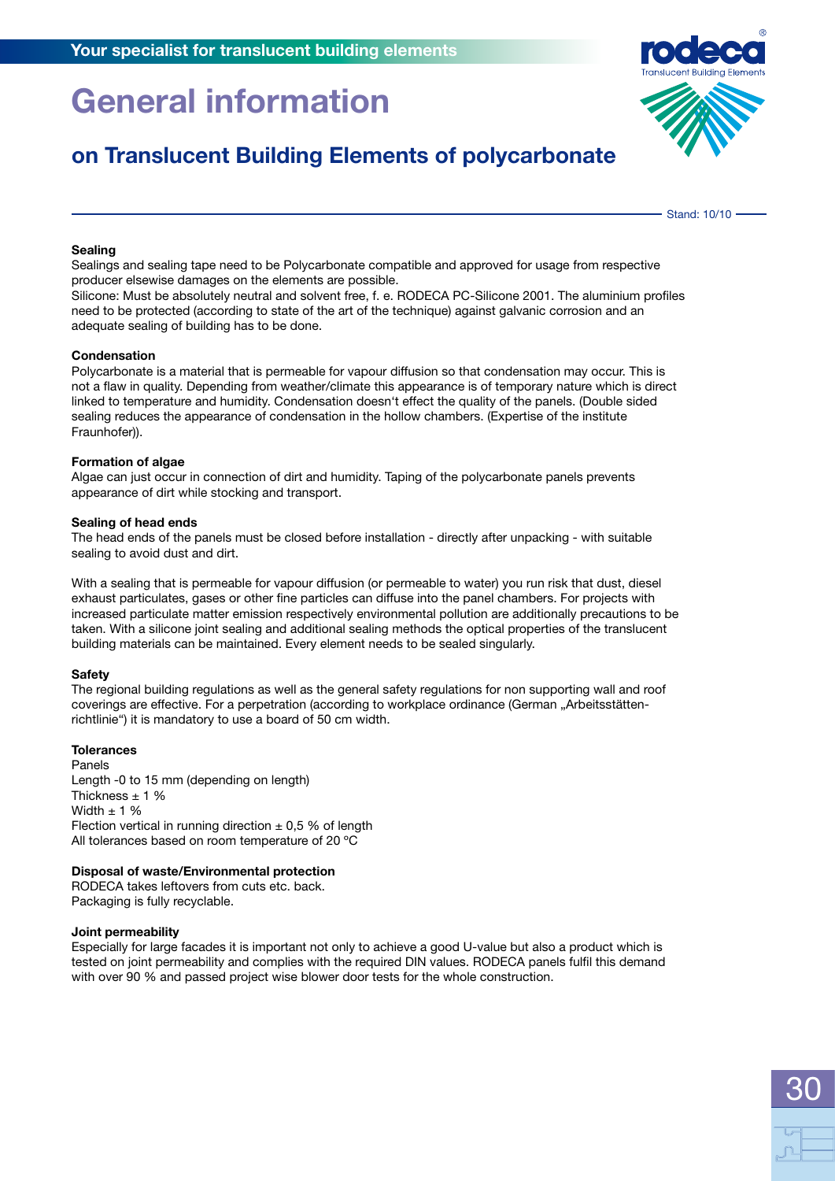# General information

## on Translucent Building Elements of polycarbonate

Stand: 10/10

**Sealing**

Sealings and sealing tape need to be Polycarbonate compatible and approved for usage from respective producer elsewise damages on the elements are possible.

Silicone: Must be absolutely neutral and solvent free, f. e. RODECA PC-Silicone 2001. The aluminium profiles need to be protected (according to state of the art of the technique) against galvanic corrosion and an adequate sealing of building has to be done.

**Condensation**

Polycarbonate is a material that is permeable for vapour diffusion so that condensation may occur. This is not a flaw in quality. Depending from weather/climate this appearance is of temporary nature which is direct linked to temperature and humidity. Condensation doesn't effect the quality of the panels. (Double sided sealing reduces the appearance of condensation in the hollow chambers. (Expertise of the institute Fraunhofer)).

**Formation of algae**

Algae can just occur in connection of dirt and humidity. Taping of the polycarbonate panels prevents appearance of dirt while stocking and transport.

**Sealing of head ends**

The head ends of the panels must be closed before installation - directly after unpacking - with suitable sealing to avoid dust and dirt.

With a sealing that is permeable for vapour diffusion (or permeable to water) you run risk that dust, diesel exhaust particulates, gases or other fine particles can diffuse into the panel chambers. For projects with increased particulate matter emission respectively environmental pollution are additionally precautions to be taken. With a silicone joint sealing and additional sealing methods the optical properties of the translucent building materials can be maintained. Every element needs to be sealed singularly.

**Safety**

The regional building regulations as well as the general safety regulations for non supporting wall and roof coverings are effective. For a perpetration (according to workplace ordinance (German „Arbeitsstätten-richtlinie") it is mandatory to use a board of 50 cm width.

**Tolerances**

Panels
Length -0 to 15 mm (depending on length)
Thickness ± 1 %
Width ± 1 %
Flection vertical in running direction ± 0,5 % of length
All tolerances based on room temperature of 20 °C

**Disposal of waste/Environmental protection**

RODECA takes leftovers from cuts etc. back.
Packaging is fully recyclable.

**Joint permeability**

Especially for large facades it is important not only to achieve a good U-value but also a product which is tested on joint permeability and complies with the required DIN values. RODECA panels fulfil this demand with over 90 % and passed project wise blower door tests for the whole construction.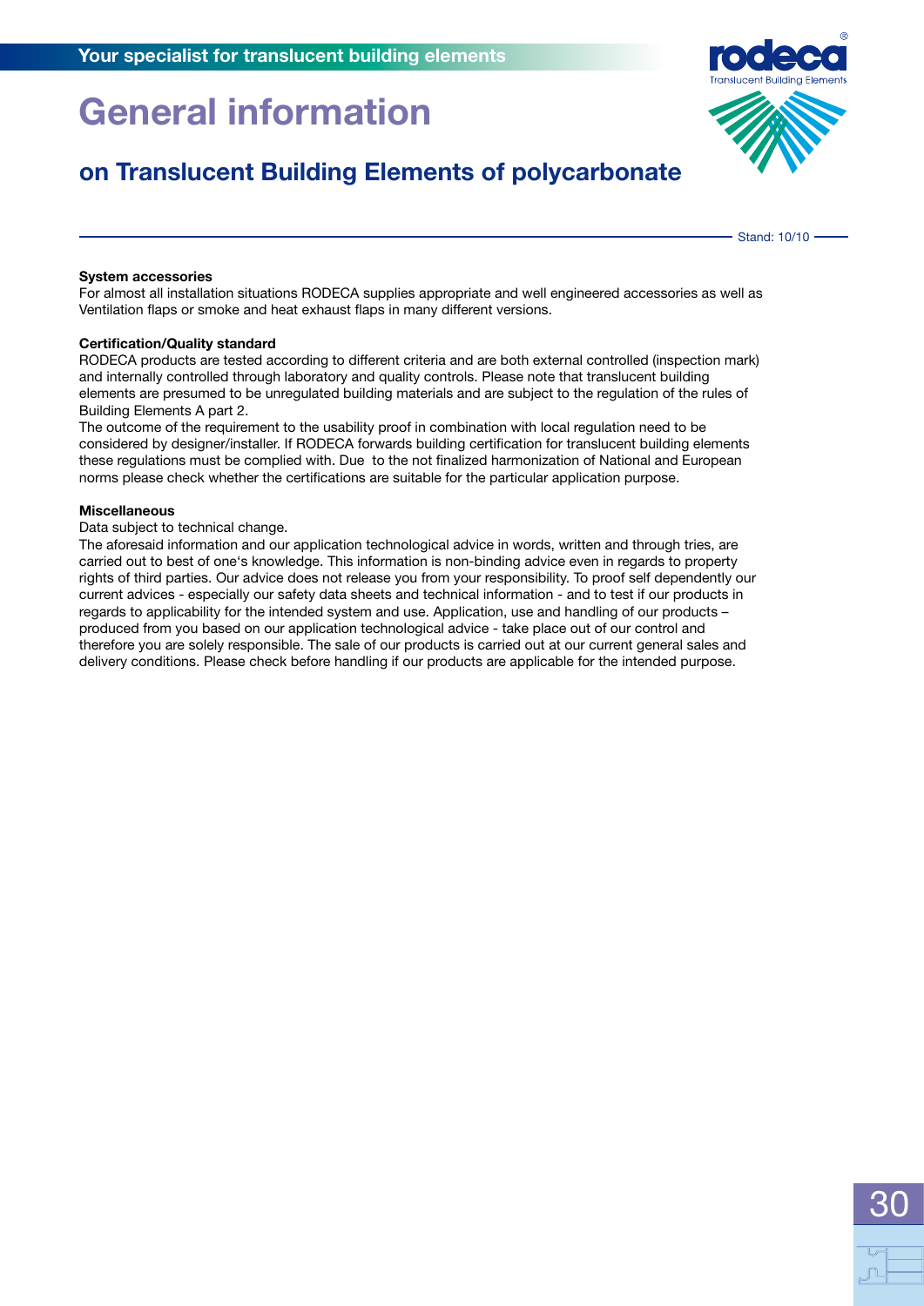# General information

## on Translucent Building Elements of polycarbonate

Stand: 10/10

**System accessories**
For almost all installation situations RODECA supplies appropriate and well engineered accessories as well as Ventilation flaps or smoke and heat exhaust flaps in many different versions.

**Certification/Quality standard**
RODECA products are tested according to different criteria and are both external controlled (inspection mark) and internally controlled through laboratory and quality controls. Please note that translucent building elements are presumed to be unregulated building materials and are subject to the regulation of the rules of Building Elements A part 2.
The outcome of the requirement to the usability proof in combination with local regulation need to be considered by designer/installer. If RODECA forwards building certification for translucent building elements these regulations must be complied with. Due to the not finalized harmonization of National and European norms please check whether the certifications are suitable for the particular application purpose.

**Miscellaneous**
Data subject to technical change.
The aforesaid information and our application technological advice in words, written and through tries, are carried out to best of one's knowledge. This information is non-binding advice even in regards to property rights of third parties. Our advice does not release you from your responsibility. To proof self dependently our current advices - especially our safety data sheets and technical information - and to test if our products in regards to applicability for the intended system and use. Application, use and handling of our products – produced from you based on our application technological advice - take place out of our control and therefore you are solely responsible. The sale of our products is carried out at our current general sales and delivery conditions. Please check before handling if our products are applicable for the intended purpose.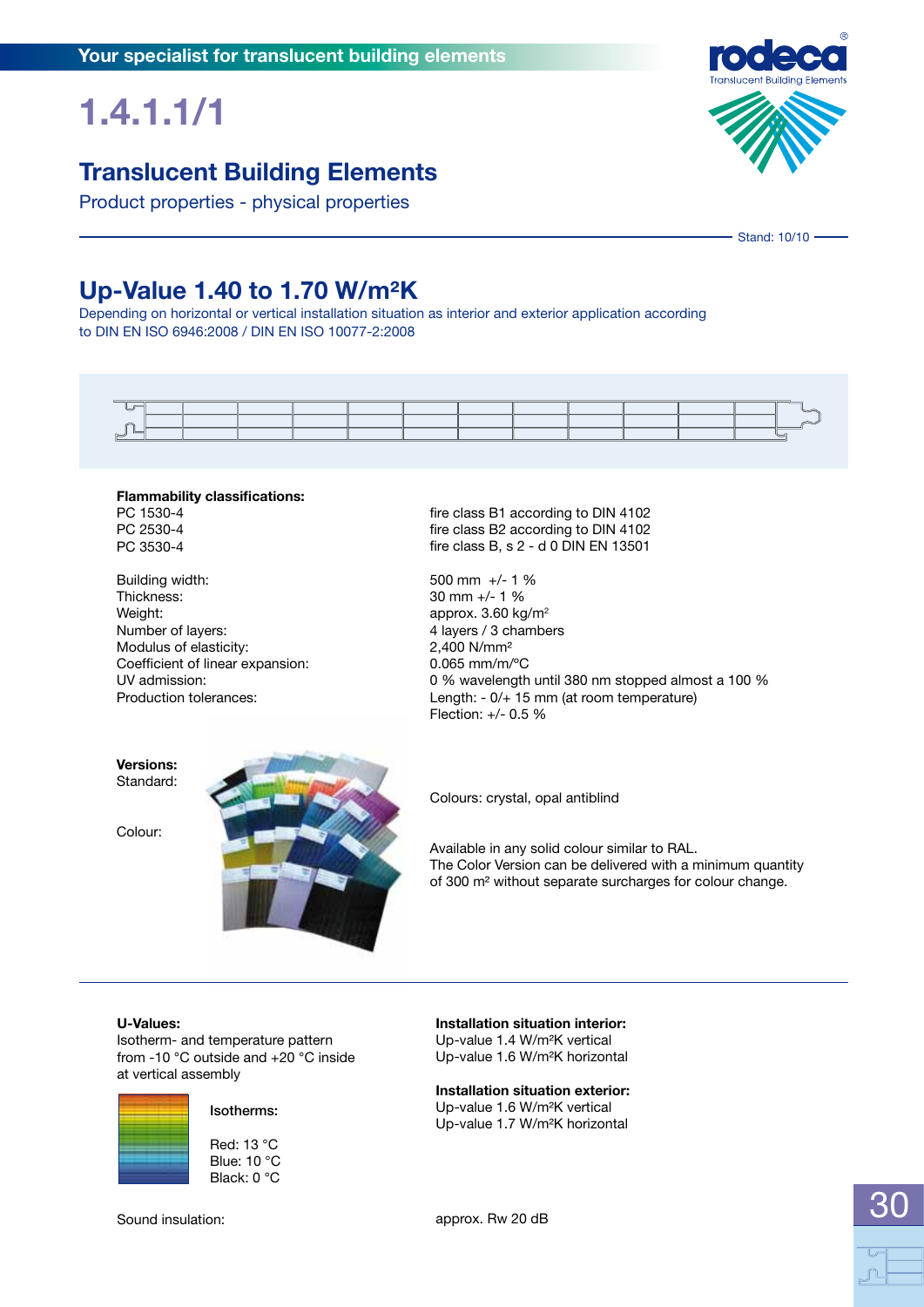Your specialist for translucent building elements

# 1.4.1.1/1

## Translucent Building Elements

Product properties - physical properties

Stand: 10/10

## Up-Value 1.40 to 1.70 W/m²K

Depending on horizontal or vertical installation situation as interior and exterior application according to DIN EN ISO 6946:2008 / DIN EN ISO 10077-2:2008

**Flammability classifications:**

| | |
|---|---|
| PC 1530-4 | fire class B1 according to DIN 4102 |
| PC 2530-4 | fire class B2 according to DIN 4102 |
| PC 3530-4 | fire class B, s 2 - d 0 DIN EN 13501 |

| | |
|---|---|
| Building width: | 500 mm +/- 1 % |
| Thickness: | 30 mm +/- 1 % |
| Weight: | approx. 3.60 kg/m² |
| Number of layers: | 4 layers / 3 chambers |
| Modulus of elasticity: | 2,400 N/mm² |
| Coefficient of linear expansion: | 0.065 mm/m/°C |
| UV admission: | 0 % wavelength until 380 nm stopped almost a 100 % |
| Production tolerances: | Length: - 0/+ 15 mm (at room temperature)<br>Flection: +/- 0.5 % |

**Versions:**

Standard: Colours: crystal, opal antiblind

Colour: Available in any solid colour similar to RAL. The Color Version can be delivered with a minimum quantity of 300 m² without separate surcharges for colour change.

**U-Values:**

Isotherm- and temperature pattern from -10 °C outside and +20 °C inside at vertical assembly

**Isotherms:**

Red: 13 °C
Blue: 10 °C
Black: 0 °C

**Installation situation interior:**

Up-value 1.4 W/m²K vertical
Up-value 1.6 W/m²K horizontal

**Installation situation exterior:**

Up-value 1.6 W/m²K vertical
Up-value 1.7 W/m²K horizontal

Sound insulation: approx. Rw 20 dB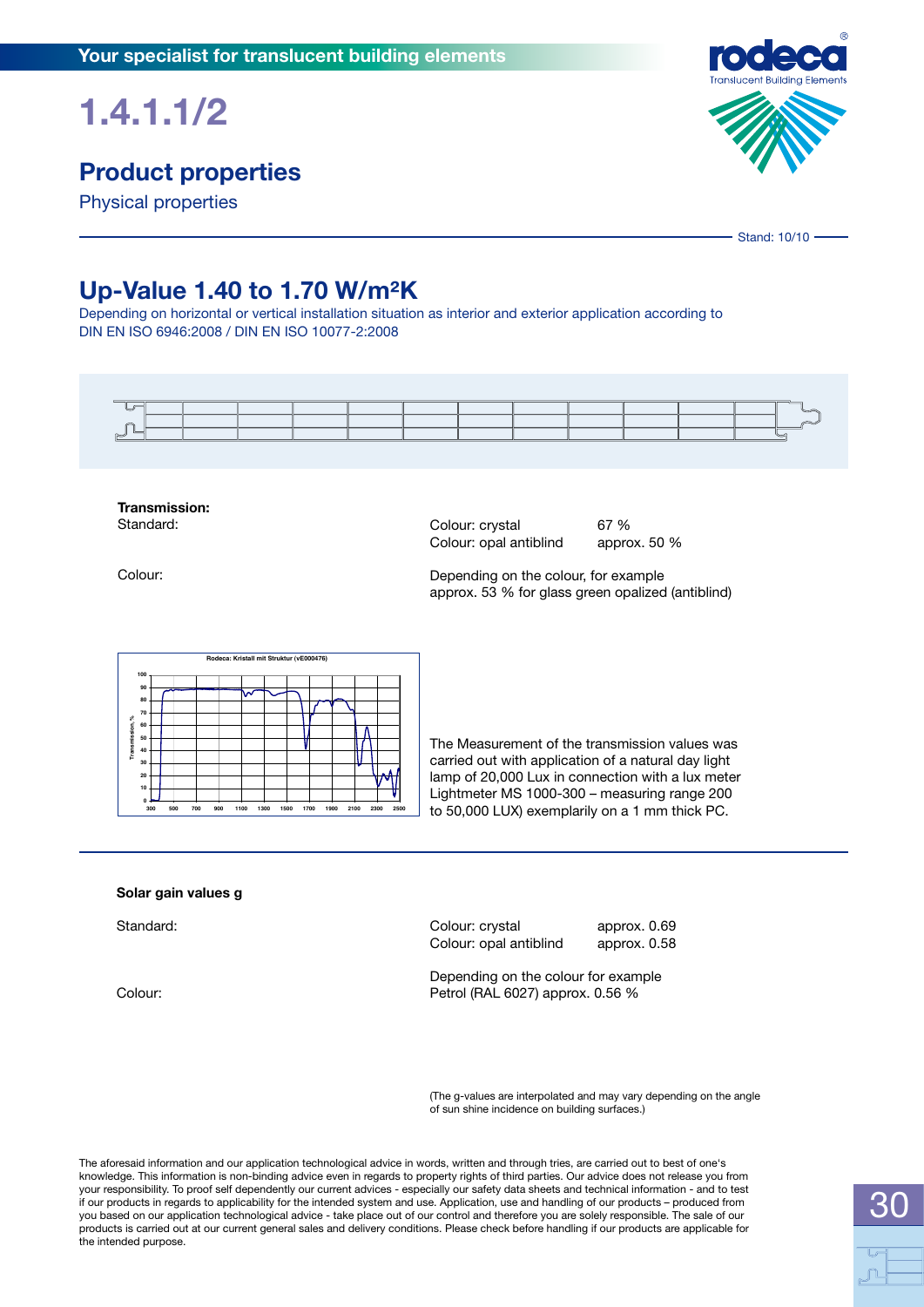# 1.4.1.1/2

## Product properties

Physical properties

Stand: 10/10

## Up-Value 1.40 to 1.70 W/m²K

Depending on horizontal or vertical installation situation as interior and exterior application according to DIN EN ISO 6946:2008 / DIN EN ISO 10077-2:2008

**Transmission:**

| | | |
|---|---|---|
| Standard: | Colour: crystal | 67 % |
| | Colour: opal antiblind | approx. 50 % |
| Colour: | Depending on the colour, for example approx. 53 % for glass green opalized (antiblind) | |

The Measurement of the transmission values was carried out with application of a natural day light lamp of 20,000 Lux in connection with a lux meter Lightmeter MS 1000-300 – measuring range 200 to 50,000 LUX) exemplarily on a 1 mm thick PC.

**Solar gain values g**

| | | |
|---|---|---|
| Standard: | Colour: crystal | approx. 0.69 |
| | Colour: opal antiblind | approx. 0.58 |
| Colour: | Depending on the colour for example Petrol (RAL 6027) approx. 0.56 % | |

(The g-values are interpolated and may vary depending on the angle of sun shine incidence on building surfaces.)

The aforesaid information and our application technological advice in words, written and through tries, are carried out to best of one's knowledge. This information is non-binding advice even in regards to property rights of third parties. Our advice does not release you from your responsibility. To proof self dependently our current advices - especially our safety data sheets and technical information - and to test if our products in regards to applicability for the intended system and use. Application, use and handling of our products – produced from you based on our application technological advice - take place out of our control and therefore you are solely responsible. The sale of our products is carried out at our current general sales and delivery conditions. Please check before handling if our products are applicable for the intended purpose.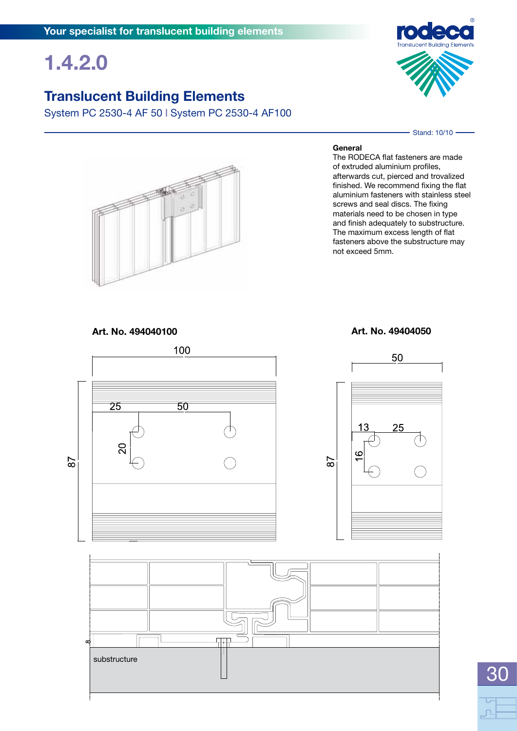# 1.4.2.0

## Translucent Building Elements

System PC 2530-4 AF 50 | System PC 2530-4 AF100

Stand: 10/10

### General

The RODECA flat fasteners are made of extruded aluminium profiles, afterwards cut, pierced and trovalized finished. We recommend fixing the flat aluminium fasteners with stainless steel screws and seal discs. The fixing materials need to be chosen in type and finish adequately to substructure. The maximum excess length of flat fasteners above the substructure may not exceed 5mm.

**Art. No. 494040100**

100

25 50

20

87

**Art. No. 49404050**

50

13 25

16

87

8

substructure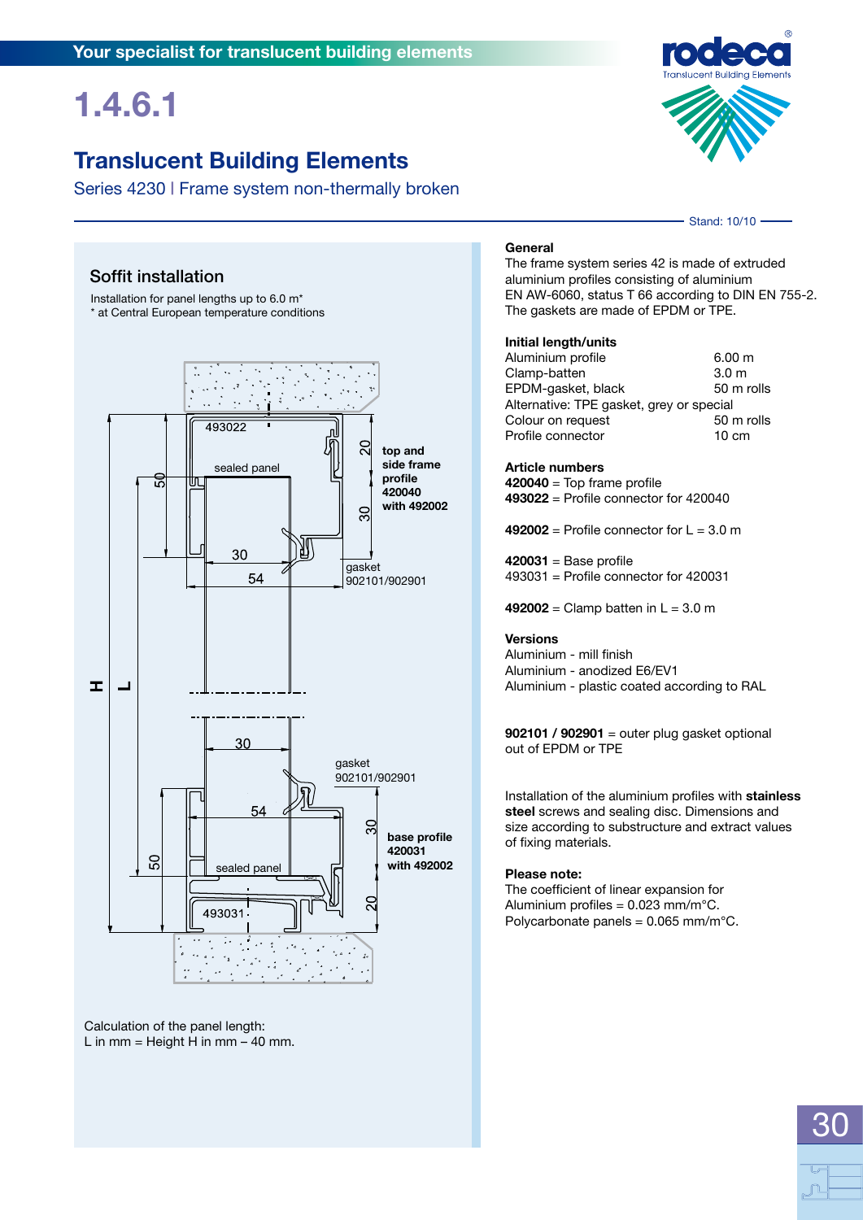Your specialist for translucent building elements

# 1.4.6.1

## Translucent Building Elements

Series 4230 | Frame system non-thermally broken

Stand: 10/10

### Soffit installation

Installation for panel lengths up to 6.0 m*
* at Central European temperature conditions

493022

sealed panel

top and side frame profile 420040 with 492002

gasket 902101/902901

gasket 902101/902901

base profile 420031 with 492002

sealed panel

493031

Calculation of the panel length:
L in mm = Height H in mm – 40 mm.

### General

The frame system series 42 is made of extruded aluminium profiles consisting of aluminium EN AW-6060, status T 66 according to DIN EN 755-2. The gaskets are made of EPDM or TPE.

### Initial length/units

| | |
|---|---|
| Aluminium profile | 6.00 m |
| Clamp-batten | 3.0 m |
| EPDM-gasket, black | 50 m rolls |
| Alternative: TPE gasket, grey or special | |
| Colour on request | 50 m rolls |
| Profile connector | 10 cm |

### Article numbers

**420040** = Top frame profile
**493022** = Profile connector for 420040

**492002** = Profile connector for L = 3.0 m

**420031** = Base profile
493031 = Profile connector for 420031

**492002** = Clamp batten in L = 3.0 m

### Versions

Aluminium - mill finish
Aluminium - anodized E6/EV1
Aluminium - plastic coated according to RAL

**902101 / 902901** = outer plug gasket optional out of EPDM or TPE

Installation of the aluminium profiles with **stainless steel** screws and sealing disc. Dimensions and size according to substructure and extract values of fixing materials.

**Please note:**
The coefficient of linear expansion for
Aluminium profiles = 0.023 mm/m°C.
Polycarbonate panels = 0.065 mm/m°C.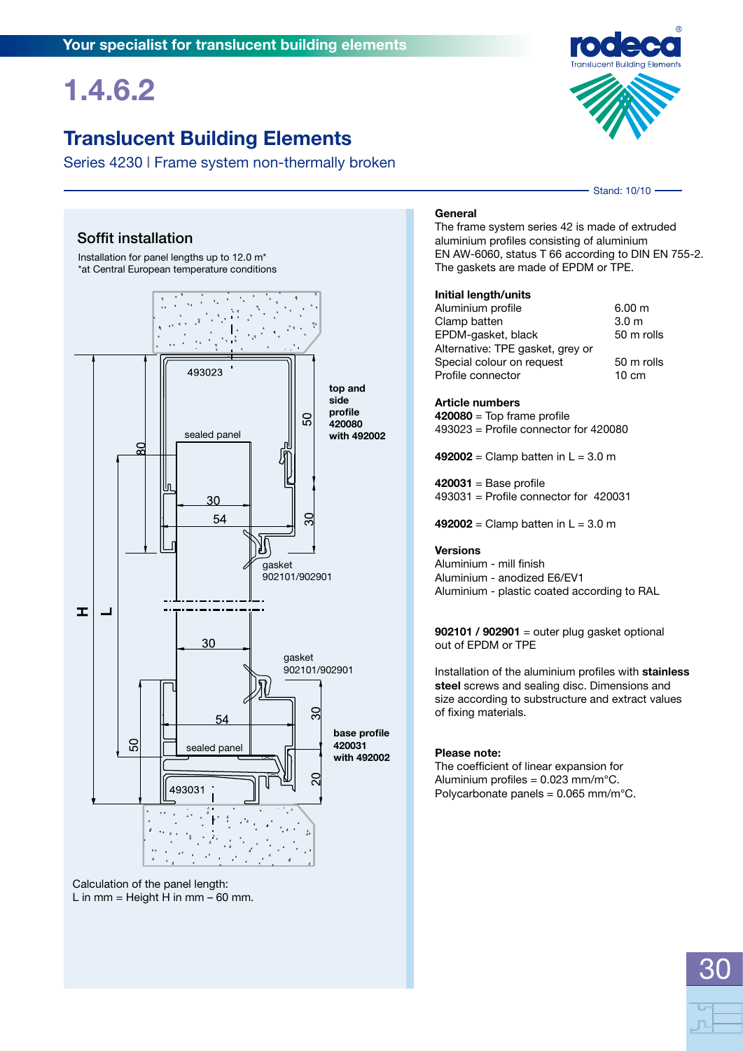# 1.4.6.2

## Translucent Building Elements

Series 4230 | Frame system non-thermally broken

Stand: 10/10

### Soffit installation

Installation for panel lengths up to 12.0 m*
*at Central European temperature conditions

493023

top and side profile 420080 with 492002

sealed panel

80 | 50 | 30 | 54 | 30

gasket 902101/902901

H | L

30

gasket 902101/902901

54 | 30

base profile 420031 with 492002

50 | sealed panel

493031 | 20

Calculation of the panel length:
L in mm = Height H in mm – 60 mm.

### General

The frame system series 42 is made of extruded aluminium profiles consisting of aluminium EN AW-6060, status T 66 according to DIN EN 755-2. The gaskets are made of EPDM or TPE.

### Initial length/units

| | |
|---|---|
| Aluminium profile | 6.00 m |
| Clamp batten | 3.0 m |
| EPDM-gasket, black | 50 m rolls |
| Alternative: TPE gasket, grey or Special colour on request | 50 m rolls |
| Profile connector | 10 cm |

### Article numbers

**420080** = Top frame profile
493023 = Profile connector for 420080

**492002** = Clamp batten in L = 3.0 m

**420031** = Base profile
493031 = Profile connector for 420031

**492002** = Clamp batten in L = 3.0 m

### Versions

Aluminium - mill finish
Aluminium - anodized E6/EV1
Aluminium - plastic coated according to RAL

**902101 / 902901** = outer plug gasket optional out of EPDM or TPE

Installation of the aluminium profiles with **stainless steel** screws and sealing disc. Dimensions and size according to substructure and extract values of fixing materials.

**Please note:**
The coefficient of linear expansion for
Aluminium profiles = 0.023 mm/m°C.
Polycarbonate panels = 0.065 mm/m°C.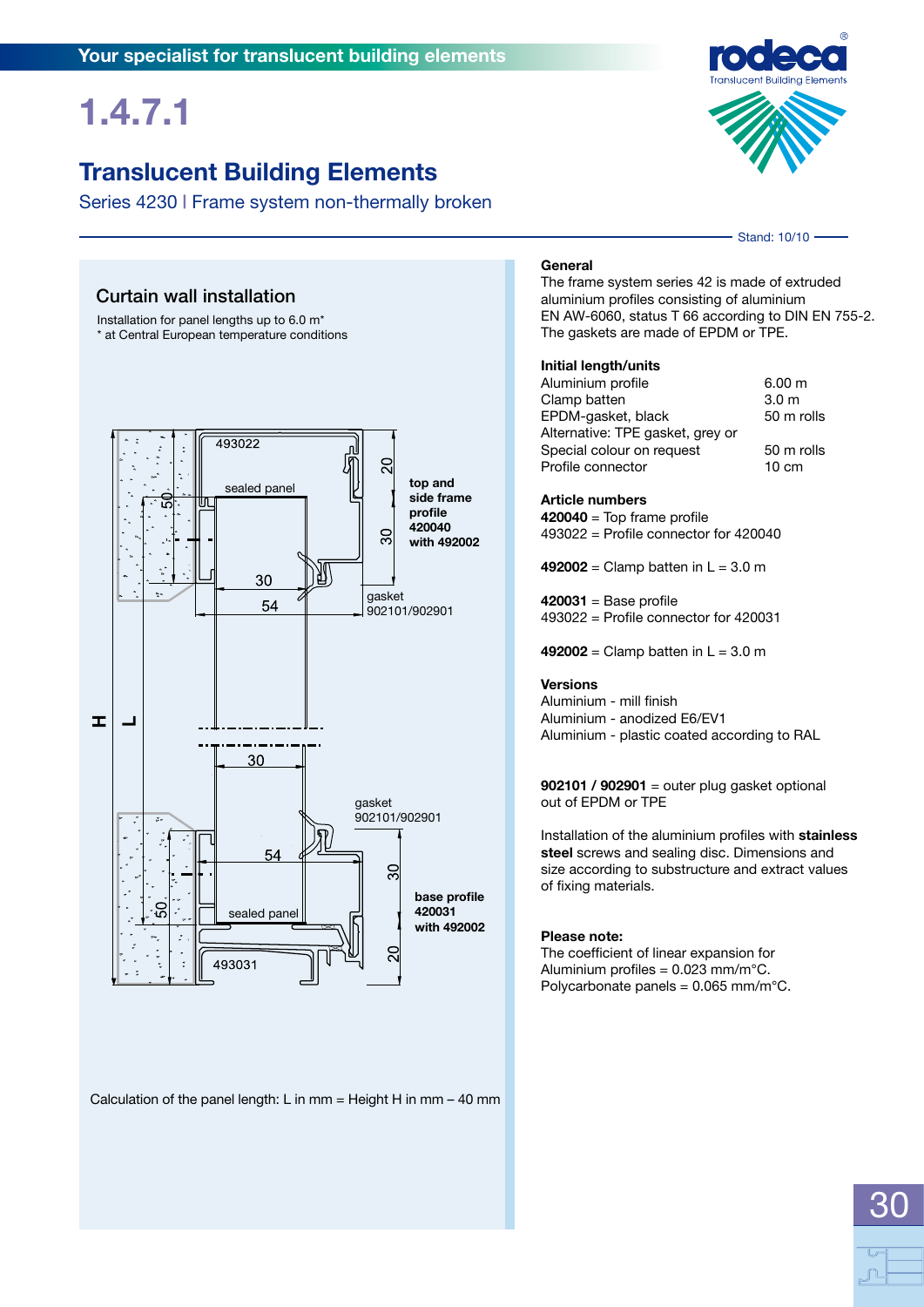# 1.4.7.1

## Translucent Building Elements

Series 4230 | Frame system non-thermally broken

Stand: 10/10

### Curtain wall installation

Installation for panel lengths up to 6.0 m*
* at Central European temperature conditions

493022
sealed panel
top and side frame profile 420040 with 492002
gasket 902101/902901
base profile 420031 with 492002
493031

Calculation of the panel length: L in mm = Height H in mm – 40 mm

**General**
The frame system series 42 is made of extruded aluminium profiles consisting of aluminium EN AW-6060, status T 66 according to DIN EN 755-2. The gaskets are made of EPDM or TPE.

**Initial length/units**

| | |
|---|---|
| Aluminium profile | 6.00 m |
| Clamp batten | 3.0 m |
| EPDM-gasket, black | 50 m rolls |
| Alternative: TPE gasket, grey or Special colour on request | 50 m rolls |
| Profile connector | 10 cm |

**Article numbers**
**420040** = Top frame profile
493022 = Profile connector for 420040

**492002** = Clamp batten in L = 3.0 m

**420031** = Base profile
493022 = Profile connector for 420031

**492002** = Clamp batten in L = 3.0 m

**Versions**
Aluminium - mill finish
Aluminium - anodized E6/EV1
Aluminium - plastic coated according to RAL

**902101 / 902901** = outer plug gasket optional out of EPDM or TPE

Installation of the aluminium profiles with **stainless steel** screws and sealing disc. Dimensions and size according to substructure and extract values of fixing materials.

**Please note:**
The coefficient of linear expansion for
Aluminium profiles = 0.023 mm/m°C.
Polycarbonate panels = 0.065 mm/m°C.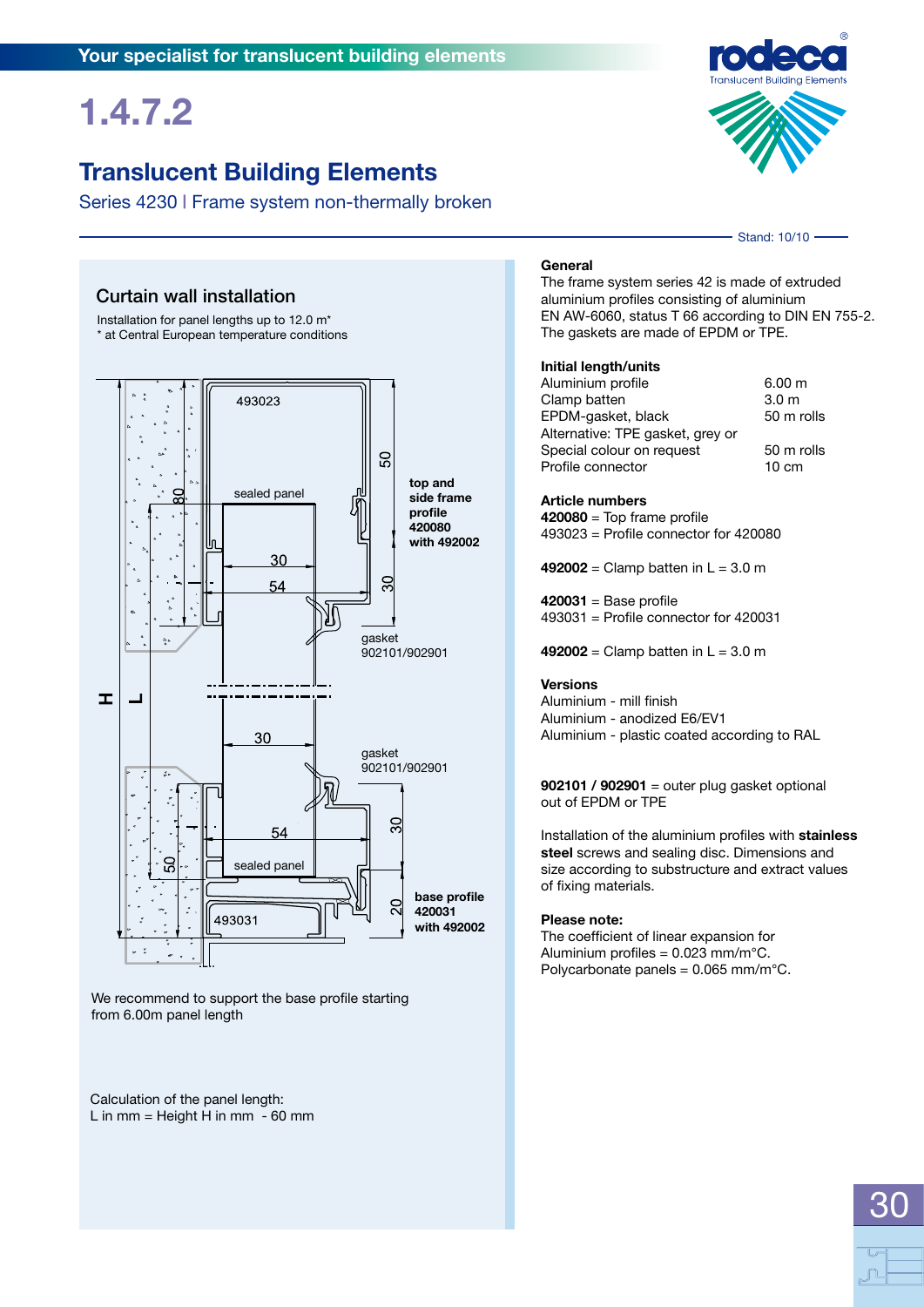# 1.4.7.2

## Translucent Building Elements

Series 4230 | Frame system non-thermally broken

Stand: 10/10

### Curtain wall installation

Installation for panel lengths up to 12.0 m*
* at Central European temperature conditions

493023

sealed panel

top and side frame profile 420080 with 492002

gasket 902101/902901

gasket 902101/902901

sealed panel

493031

base profile 420031 with 492002

We recommend to support the base profile starting from 6.00m panel length

Calculation of the panel length:
L in mm = Height H in mm - 60 mm

**General**
The frame system series 42 is made of extruded aluminium profiles consisting of aluminium EN AW-6060, status T 66 according to DIN EN 755-2. The gaskets are made of EPDM or TPE.

**Initial length/units**

| | |
|---|---|
| Aluminium profile | 6.00 m |
| Clamp batten | 3.0 m |
| EPDM-gasket, black | 50 m rolls |
| Alternative: TPE gasket, grey or Special colour on request | 50 m rolls |
| Profile connector | 10 cm |

**Article numbers**
**420080** = Top frame profile
493023 = Profile connector for 420080

**492002** = Clamp batten in L = 3.0 m

**420031** = Base profile
493031 = Profile connector for 420031

**492002** = Clamp batten in L = 3.0 m

**Versions**
Aluminium - mill finish
Aluminium - anodized E6/EV1
Aluminium - plastic coated according to RAL

**902101 / 902901** = outer plug gasket optional out of EPDM or TPE

Installation of the aluminium profiles with **stainless steel** screws and sealing disc. Dimensions and size according to substructure and extract values of fixing materials.

**Please note:**
The coefficient of linear expansion for
Aluminium profiles = 0.023 mm/m°C.
Polycarbonate panels = 0.065 mm/m°C.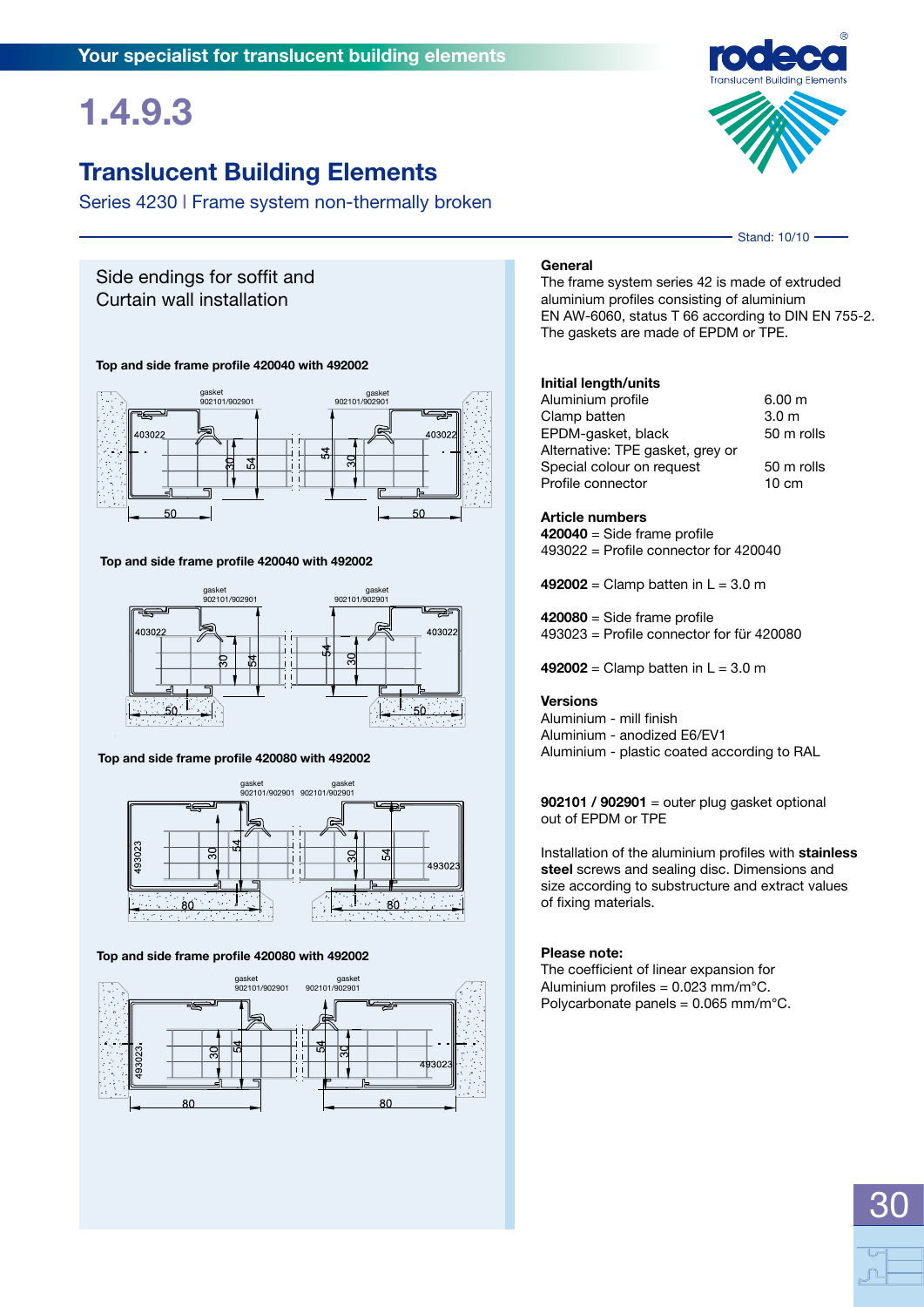# 1.4.9.3

## Translucent Building Elements

Series 4230 | Frame system non-thermally broken

Stand: 10/10

### Side endings for soffit and Curtain wall installation

**Top and side frame profile 420040 with 492002**

gasket 902101/902901 — gasket 902101/902901 — 403022 — 403022 — 30 — 54 — 54 — 30 — 50 — 50

**Top and side frame profile 420040 with 492002**

gasket 902101/902901 — gasket 902101/902901 — 403022 — 403022 — 30 — 54 — 54 — 30 — 50 — 50

**Top and side frame profile 420080 with 492002**

gasket 902101/902901 — gasket 902101/902901 — 493023 — 493023 — 30 — 54 — 30 — 54 — 80 — 80

**Top and side frame profile 420080 with 492002**

gasket 902101/902901 — gasket 902101/902901 — 493023 — 493023 — 30 — 54 — 54 — 30 — 80 — 80

### General

The frame system series 42 is made of extruded aluminium profiles consisting of aluminium EN AW-6060, status T 66 according to DIN EN 755-2. The gaskets are made of EPDM or TPE.

### Initial length/units

| | |
|---|---|
| Aluminium profile | 6.00 m |
| Clamp batten | 3.0 m |
| EPDM-gasket, black | 50 m rolls |
| Alternative: TPE gasket, grey or Special colour on request | 50 m rolls |
| Profile connector | 10 cm |

### Article numbers

**420040** = Side frame profile
493022 = Profile connector for 420040

**492002** = Clamp batten in L = 3.0 m

**420080** = Side frame profile
493023 = Profile connector for für 420080

**492002** = Clamp batten in L = 3.0 m

### Versions

Aluminium - mill finish
Aluminium - anodized E6/EV1
Aluminium - plastic coated according to RAL

**902101 / 902901** = outer plug gasket optional out of EPDM or TPE

Installation of the aluminium profiles with **stainless steel** screws and sealing disc. Dimensions and size according to substructure and extract values of fixing materials.

### Please note:

The coefficient of linear expansion for
Aluminium profiles = 0.023 mm/m°C.
Polycarbonate panels = 0.065 mm/m°C.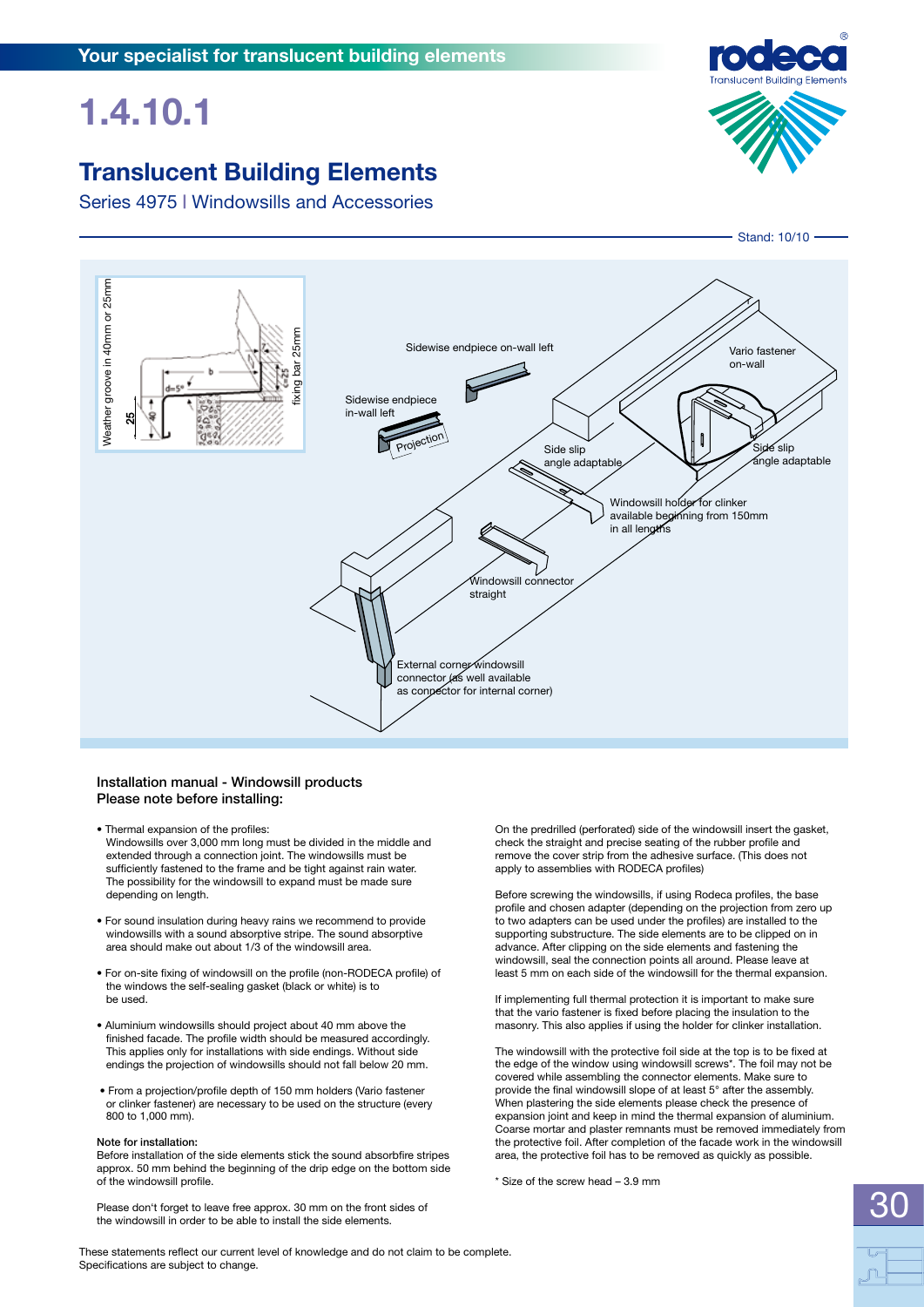Your specialist for translucent building elements

# 1.4.10.1

## Translucent Building Elements

Series 4975 | Windowsills and Accessories

Stand: 10/10

Weather groove in 40mm or 25mm

fixing bar 25mm

Sidewise endpiece on-wall left

Sidewise endpiece in-wall left

Projection

Side slip angle adaptable

Vario fastener on-wall

Side slip angle adaptable

Windowsill holder for clinker available beginning from 150mm in all lengths

Windowsill connector straight

External corner windowsill connector (as well available as connector for internal corner)

### Installation manual - Windowsill products
### Please note before installing:

- Thermal expansion of the profiles:
  Windowsills over 3,000 mm long must be divided in the middle and extended through a connection joint. The windowsills must be sufficiently fastened to the frame and be tight against rain water. The possibility for the windowsill to expand must be made sure depending on length.
- For sound insulation during heavy rains we recommend to provide windowsills with a sound absorptive stripe. The sound absorptive area should make out about 1/3 of the windowsill area.
- For on-site fixing of windowsill on the profile (non-RODECA profile) of the windows the self-sealing gasket (black or white) is to be used.
- Aluminium windowsills should project about 40 mm above the finished facade. The profile width should be measured accordingly. This applies only for installations with side endings. Without side endings the projection of windowsills should not fall below 20 mm.
- From a projection/profile depth of 150 mm holders (Vario fastener or clinker fastener) are necessary to be used on the structure (every 800 to 1,000 mm).

**Note for installation:**
Before installation of the side elements stick the sound absorbfire stripes approx. 50 mm behind the beginning of the drip edge on the bottom side of the windowsill profile.

Please don't forget to leave free approx. 30 mm on the front sides of the windowsill in order to be able to install the side elements.

On the predrilled (perforated) side of the windowsill insert the gasket, check the straight and precise seating of the rubber profile and remove the cover strip from the adhesive surface. (This does not apply to assemblies with RODECA profiles)

Before screwing the windowsills, if using Rodeca profiles, the base profile and chosen adapter (depending on the projection from zero up to two adapters can be used under the profiles) are installed to the supporting substructure. The side elements are to be clipped on in advance. After clipping on the side elements and fastening the windowsill, seal the connection points all around. Please leave at least 5 mm on each side of the windowsill for the thermal expansion.

If implementing full thermal protection it is important to make sure that the vario fastener is fixed before placing the insulation to the masonry. This also applies if using the holder for clinker installation.

The windowsill with the protective foil side at the top is to be fixed at the edge of the window using windowsill screws*. The foil may not be covered while assembling the connector elements. Make sure to provide the final windowsill slope of at least 5° after the assembly. When plastering the side elements please check the presence of expansion joint and keep in mind the thermal expansion of aluminium. Coarse mortar and plaster remnants must be removed immediately from the protective foil. After completion of the facade work in the windowsill area, the protective foil has to be removed as quickly as possible.

* Size of the screw head – 3.9 mm

These statements reflect our current level of knowledge and do not claim to be complete. Specifications are subject to change.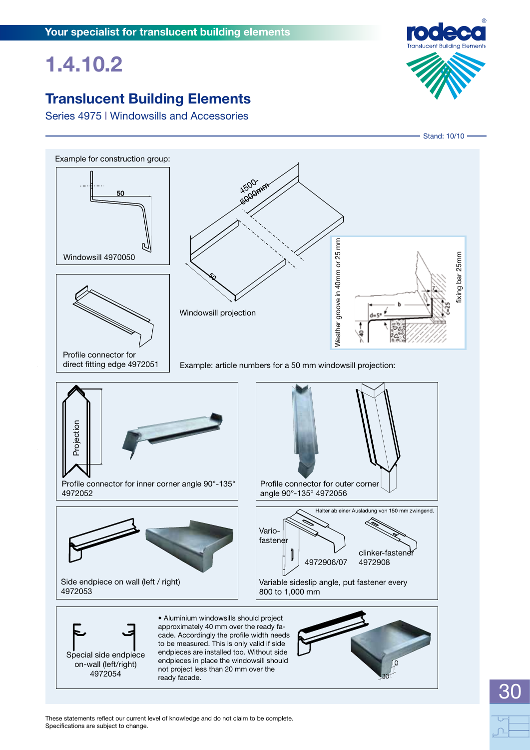# 1.4.10.2

## Translucent Building Elements

Series 4975 | Windowsills and Accessories

Stand: 10/10

Example for construction group:

Windowsill 4970050

Profile connector for direct fitting edge 4972051

Windowsill projection

4500-6000mm

Weather groove in 40mm or 25 mm

fixing bar 25mm

Example: article numbers for a 50 mm windowsill projection:

Profile connector for inner corner angle 90°-135° 4972052

Profile connector for outer corner angle 90°-135° 4972056

Side endpiece on wall (left / right) 4972053

Halter ab einer Ausladung von 150 mm zwingend.

Vario-fastener 4972906/07

clinker-fastener 4972908

Variable sideslip angle, put fastener every 800 to 1,000 mm

Special side endpiece on-wall (left/right) 4972054

- Aluminium windowsills should project approximately 40 mm over the ready facade. Accordingly the profile width needs to be measured. This is only valid if side endpieces are installed too. Without side endpieces in place the windowsill should not project less than 20 mm over the ready facade.

These statements reflect our current level of knowledge and do not claim to be complete. Specifications are subject to change.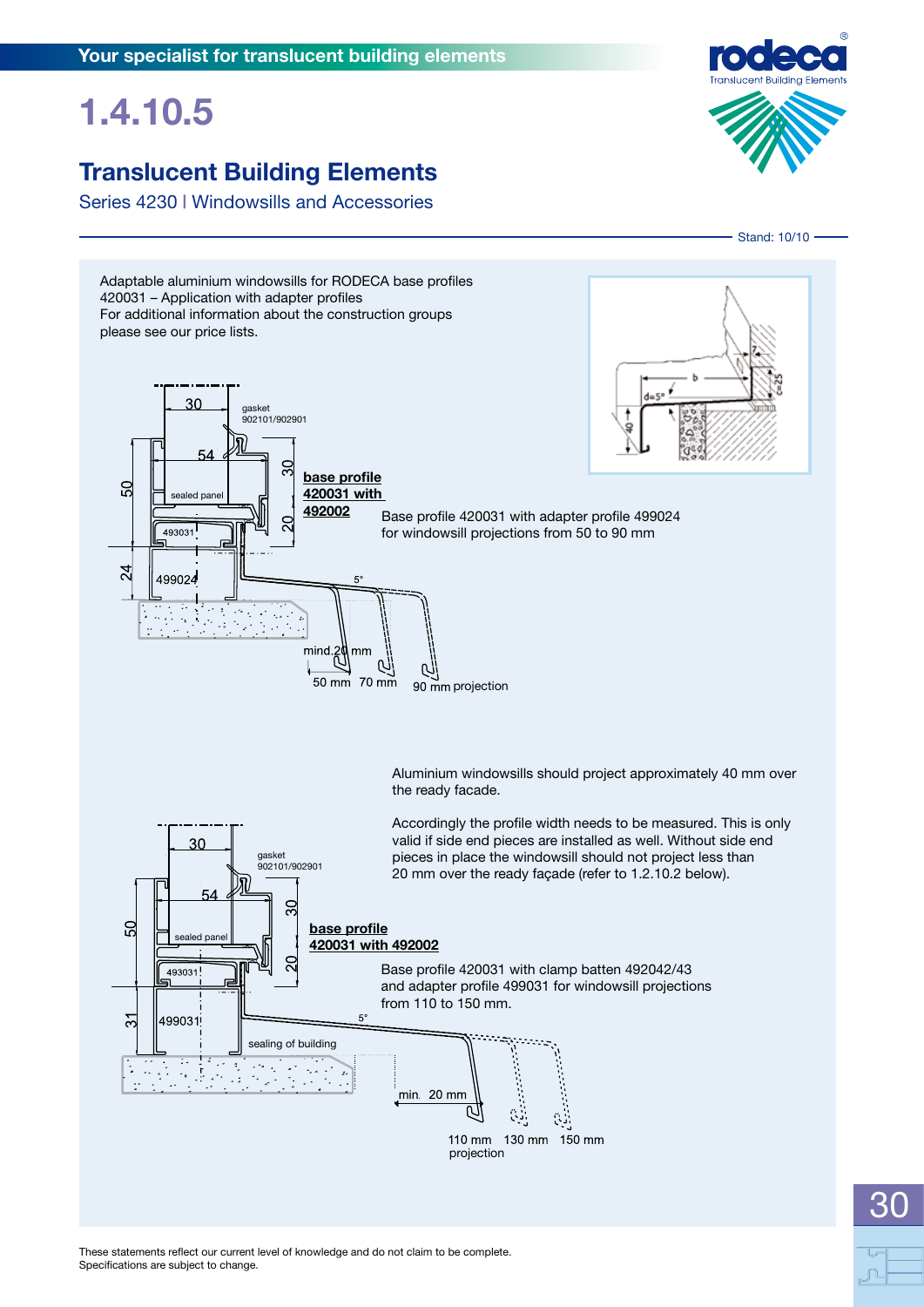# 1.4.10.5

## Translucent Building Elements

Series 4230 | Windowsills and Accessories

Stand: 10/10

Adaptable aluminium windowsills for RODECA base profiles 420031 – Application with adapter profiles
For additional information about the construction groups please see our price lists.

**base profile 420031 with 492002**

Base profile 420031 with adapter profile 499024 for windowsill projections from 50 to 90 mm

Aluminium windowsills should project approximately 40 mm over the ready facade.

Accordingly the profile width needs to be measured. This is only valid if side end pieces are installed as well. Without side end pieces in place the windowsill should not project less than 20 mm over the ready façade (refer to 1.2.10.2 below).

**base profile 420031 with 492002**

Base profile 420031 with clamp batten 492042/43 and adapter profile 499031 for windowsill projections from 110 to 150 mm.

These statements reflect our current level of knowledge and do not claim to be complete.
Specifications are subject to change.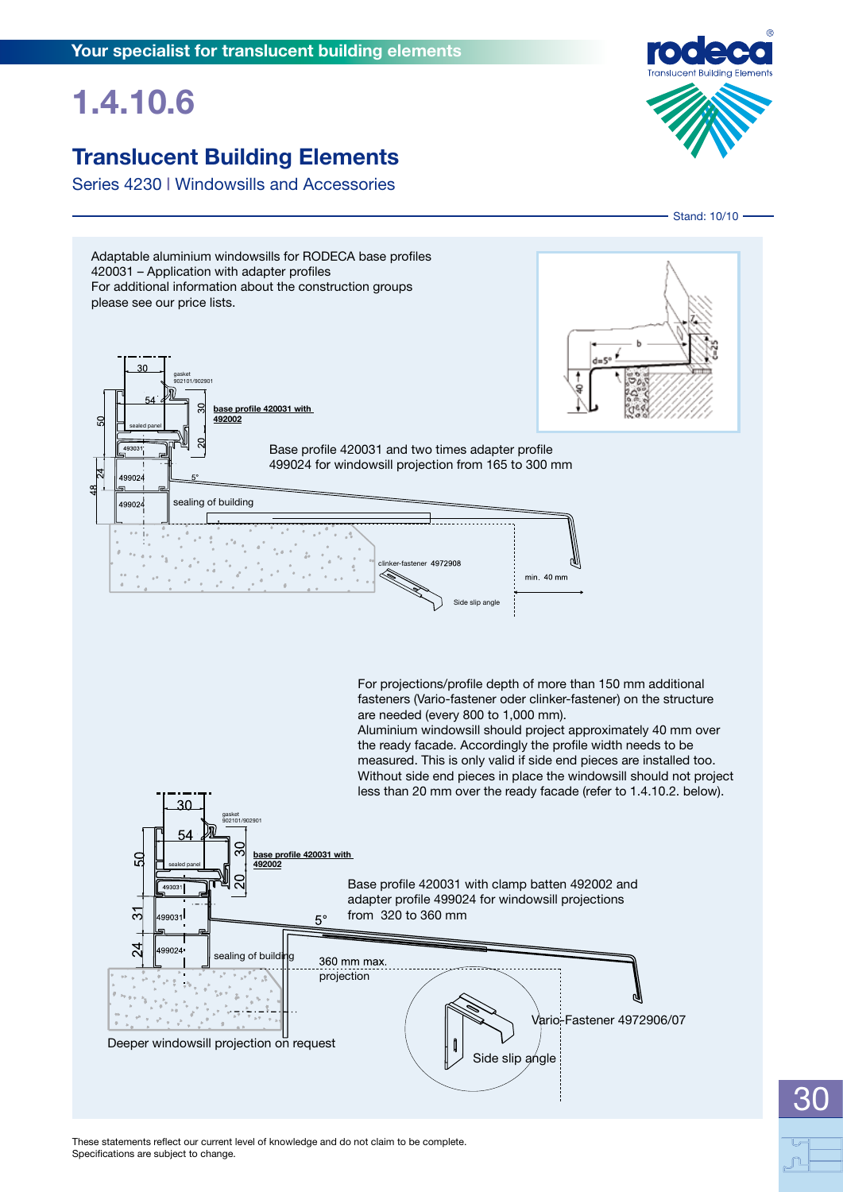# 1.4.10.6

## Translucent Building Elements

Series 4230 | Windowsills and Accessories

Stand: 10/10

Adaptable aluminium windowsills for RODECA base profiles 420031 – Application with adapter profiles
For additional information about the construction groups please see our price lists.

Base profile 420031 and two times adapter profile 499024 for windowsill projection from 165 to 300 mm

For projections/profile depth of more than 150 mm additional fasteners (Vario-fastener oder clinker-fastener) on the structure are needed (every 800 to 1,000 mm).
Aluminium windowsill should project approximately 40 mm over the ready facade. Accordingly the profile width needs to be measured. This is only valid if side end pieces are installed too. Without side end pieces in place the windowsill should not project less than 20 mm over the ready facade (refer to 1.4.10.2. below).

Base profile 420031 with clamp batten 492002 and adapter profile 499024 for windowsill projections from 320 to 360 mm

Deeper windowsill projection on request

These statements reflect our current level of knowledge and do not claim to be complete.
Specifications are subject to change.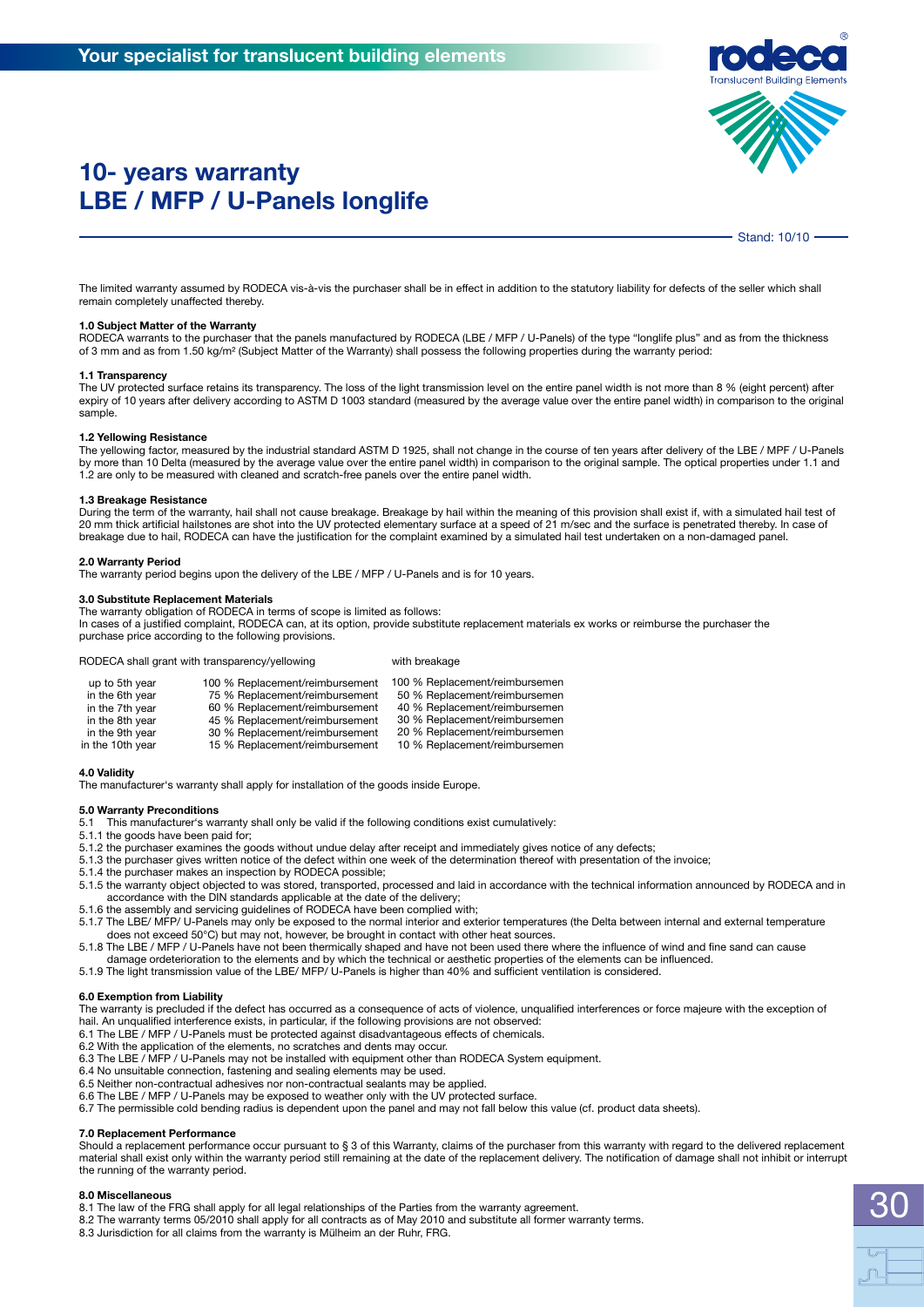# 10- years warranty LBE / MFP / U-Panels longlife

Stand: 10/10

The limited warranty assumed by RODECA vis-à-vis the purchaser shall be in effect in addition to the statutory liability for defects of the seller which shall remain completely unaffected thereby.

**1.0 Subject Matter of the Warranty**
RODECA warrants to the purchaser that the panels manufactured by RODECA (LBE / MFP / U-Panels) of the type "longlife plus" and as from the thickness of 3 mm and as from 1.50 kg/m² (Subject Matter of the Warranty) shall possess the following properties during the warranty period:

**1.1 Transparency**
The UV protected surface retains its transparency. The loss of the light transmission level on the entire panel width is not more than 8 % (eight percent) after expiry of 10 years after delivery according to ASTM D 1003 standard (measured by the average value over the entire panel width) in comparison to the original sample.

**1.2 Yellowing Resistance**
The yellowing factor, measured by the industrial standard ASTM D 1925, shall not change in the course of ten years after delivery of the LBE / MPF / U-Panels by more than 10 Delta (measured by the average value over the entire panel width) in comparison to the original sample. The optical properties under 1.1 and 1.2 are only to be measured with cleaned and scratch-free panels over the entire panel width.

**1.3 Breakage Resistance**
During the term of the warranty, hail shall not cause breakage. Breakage by hail within the meaning of this provision shall exist if, with a simulated hail test of 20 mm thick artificial hailstones are shot into the UV protected elementary surface at a speed of 21 m/sec and the surface is penetrated thereby. In case of breakage due to hail, RODECA can have the justification for the complaint examined by a simulated hail test undertaken on a non-damaged panel.

**2.0 Warranty Period**
The warranty period begins upon the delivery of the LBE / MFP / U-Panels and is for 10 years.

**3.0 Substitute Replacement Materials**
The warranty obligation of RODECA in terms of scope is limited as follows:
In cases of a justified complaint, RODECA can, at its option, provide substitute replacement materials ex works or reimburse the purchaser the purchase price according to the following provisions.

| RODECA shall grant with | transparency/yellowing | with breakage |
|---|---|---|
| up to 5th year | 100 % Replacement/reimbursement | 100 % Replacement/reimbursemen |
| in the 6th year | 75 % Replacement/reimbursement | 50 % Replacement/reimbursemen |
| in the 7th year | 60 % Replacement/reimbursement | 40 % Replacement/reimbursemen |
| in the 8th year | 45 % Replacement/reimbursement | 30 % Replacement/reimbursemen |
| in the 9th year | 30 % Replacement/reimbursement | 20 % Replacement/reimbursemen |
| in the 10th year | 15 % Replacement/reimbursement | 10 % Replacement/reimbursemen |

**4.0 Validity**
The manufacturer's warranty shall apply for installation of the goods inside Europe.

**5.0 Warranty Preconditions**
5.1 This manufacturer's warranty shall only be valid if the following conditions exist cumulatively:
5.1.1 the goods have been paid for;
5.1.2 the purchaser examines the goods without undue delay after receipt and immediately gives notice of any defects;
5.1.3 the purchaser gives written notice of the defect within one week of the determination thereof with presentation of the invoice;
5.1.4 the purchaser makes an inspection by RODECA possible;
5.1.5 the warranty object objected to was stored, transported, processed and laid in accordance with the technical information announced by RODECA and in accordance with the DIN standards applicable at the date of the delivery;
5.1.6 the assembly and servicing guidelines of RODECA have been complied with;
5.1.7 The LBE/ MFP/ U-Panels may only be exposed to the normal interior and exterior temperatures (the Delta between internal and external temperature does not exceed 50°C) but may not, however, be brought in contact with other heat sources.
5.1.8 The LBE / MFP / U-Panels have not been thermically shaped and have not been used there where the influence of wind and fine sand can cause damage ordeterioration to the elements and by which the technical or aesthetic properties of the elements can be influenced.
5.1.9 The light transmission value of the LBE/ MFP/ U-Panels is higher than 40% and sufficient ventilation is considered.

**6.0 Exemption from Liability**
The warranty is precluded if the defect has occurred as a consequence of acts of violence, unqualified interferences or force majeure with the exception of hail. An unqualified interference exists, in particular, if the following provisions are not observed:
6.1 The LBE / MFP / U-Panels must be protected against disadvantageous effects of chemicals.
6.2 With the application of the elements, no scratches and dents may occur.
6.3 The LBE / MFP / U-Panels may not be installed with equipment other than RODECA System equipment.
6.4 No unsuitable connection, fastening and sealing elements may be used.
6.5 Neither non-contractual adhesives nor non-contractual sealants may be applied.
6.6 The LBE / MFP / U-Panels may be exposed to weather only with the UV protected surface.
6.7 The permissible cold bending radius is dependent upon the panel and may not fall below this value (cf. product data sheets).

**7.0 Replacement Performance**
Should a replacement performance occur pursuant to § 3 of this Warranty, claims of the purchaser from this warranty with regard to the delivered replacement material shall exist only within the warranty period still remaining at the date of the replacement delivery. The notification of damage shall not inhibit or interrupt the running of the warranty period.

**8.0 Miscellaneous**
8.1 The law of the FRG shall apply for all legal relationships of the Parties from the warranty agreement.
8.2 The warranty terms 05/2010 shall apply for all contracts as of May 2010 and substitute all former warranty terms.
8.3 Jurisdiction for all claims from the warranty is Mülheim an der Ruhr, FRG.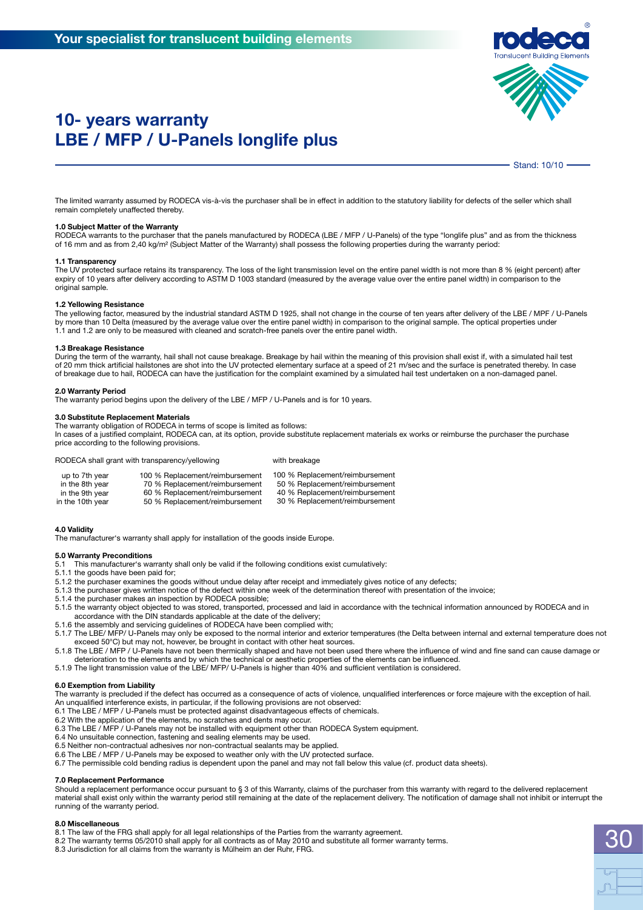# 10- years warranty
# LBE / MFP / U-Panels longlife plus

Stand: 10/10

The limited warranty assumed by RODECA vis-à-vis the purchaser shall be in effect in addition to the statutory liability for defects of the seller which shall remain completely unaffected thereby.

**1.0 Subject Matter of the Warranty**
RODECA warrants to the purchaser that the panels manufactured by RODECA (LBE / MFP / U-Panels) of the type "longlife plus" and as from the thickness of 16 mm and as from 2,40 kg/m² (Subject Matter of the Warranty) shall possess the following properties during the warranty period:

**1.1 Transparency**
The UV protected surface retains its transparency. The loss of the light transmission level on the entire panel width is not more than 8 % (eight percent) after expiry of 10 years after delivery according to ASTM D 1003 standard (measured by the average value over the entire panel width) in comparison to the original sample.

**1.2 Yellowing Resistance**
The yellowing factor, measured by the industrial standard ASTM D 1925, shall not change in the course of ten years after delivery of the LBE / MPF / U-Panels by more than 10 Delta (measured by the average value over the entire panel width) in comparison to the original sample. The optical properties under 1.1 and 1.2 are only to be measured with cleaned and scratch-free panels over the entire panel width.

**1.3 Breakage Resistance**
During the term of the warranty, hail shall not cause breakage. Breakage by hail within the meaning of this provision shall exist if, with a simulated hail test of 20 mm thick artificial hailstones are shot into the UV protected elementary surface at a speed of 21 m/sec and the surface is penetrated thereby. In case of breakage due to hail, RODECA can have the justification for the complaint examined by a simulated hail test undertaken on a non-damaged panel.

**2.0 Warranty Period**
The warranty period begins upon the delivery of the LBE / MFP / U-Panels and is for 10 years.

**3.0 Substitute Replacement Materials**
The warranty obligation of RODECA in terms of scope is limited as follows:
In cases of a justified complaint, RODECA can, at its option, provide substitute replacement materials ex works or reimburse the purchaser the purchase price according to the following provisions.

| RODECA shall grant with transparency/yellowing | | with breakage |
|---|---|---|
| up to 7th year | 100 % Replacement/reimbursement | 100 % Replacement/reimbursement |
| in the 8th year | 70 % Replacement/reimbursement | 50 % Replacement/reimbursement |
| in the 9th year | 60 % Replacement/reimbursement | 40 % Replacement/reimbursement |
| in the 10th year | 50 % Replacement/reimbursement | 30 % Replacement/reimbursement |

**4.0 Validity**
The manufacturer's warranty shall apply for installation of the goods inside Europe.

**5.0 Warranty Preconditions**
5.1 This manufacturer's warranty shall only be valid if the following conditions exist cumulatively:
5.1.1 the goods have been paid for;
5.1.2 the purchaser examines the goods without undue delay after receipt and immediately gives notice of any defects;
5.1.3 the purchaser gives written notice of the defect within one week of the determination thereof with presentation of the invoice;
5.1.4 the purchaser makes an inspection by RODECA possible;
5.1.5 the warranty object objected to was stored, transported, processed and laid in accordance with the technical information announced by RODECA and in accordance with the DIN standards applicable at the date of the delivery;
5.1.6 the assembly and servicing guidelines of RODECA have been complied with;
5.1.7 The LBE/ MFP/ U-Panels may only be exposed to the normal interior and exterior temperatures (the Delta between internal and external temperature does not exceed 50°C) but may not, however, be brought in contact with other heat sources.
5.1.8 The LBE / MFP / U-Panels have not been thermically shaped and have not been used there where the influence of wind and fine sand can cause damage or deterioration to the elements and by which the technical or aesthetic properties of the elements can be influenced.
5.1.9 The light transmission value of the LBE/ MFP/ U-Panels is higher than 40% and sufficient ventilation is considered.

**6.0 Exemption from Liability**
The warranty is precluded if the defect has occurred as a consequence of acts of violence, unqualified interferences or force majeure with the exception of hail.
An unqualified interference exists, in particular, if the following provisions are not observed:
6.1 The LBE / MFP / U-Panels must be protected against disadvantageous effects of chemicals.
6.2 With the application of the elements, no scratches and dents may occur.
6.3 The LBE / MFP / U-Panels may not be installed with equipment other than RODECA System equipment.
6.4 No unsuitable connection, fastening and sealing elements may be used.
6.5 Neither non-contractual adhesives nor non-contractual sealants may be applied.
6.6 The LBE / MFP / U-Panels may be exposed to weather only with the UV protected surface.
6.7 The permissible cold bending radius is dependent upon the panel and may not fall below this value (cf. product data sheets).

**7.0 Replacement Performance**
Should a replacement performance occur pursuant to § 3 of this Warranty, claims of the purchaser from this warranty with regard to the delivered replacement material shall exist only within the warranty period still remaining at the date of the replacement delivery. The notification of damage shall not inhibit or interrupt the running of the warranty period.

**8.0 Miscellaneous**
8.1 The law of the FRG shall apply for all legal relationships of the Parties from the warranty agreement.
8.2 The warranty terms 05/2010 shall apply for all contracts as of May 2010 and substitute all former warranty terms.
8.3 Jurisdiction for all claims from the warranty is Mülheim an der Ruhr, FRG.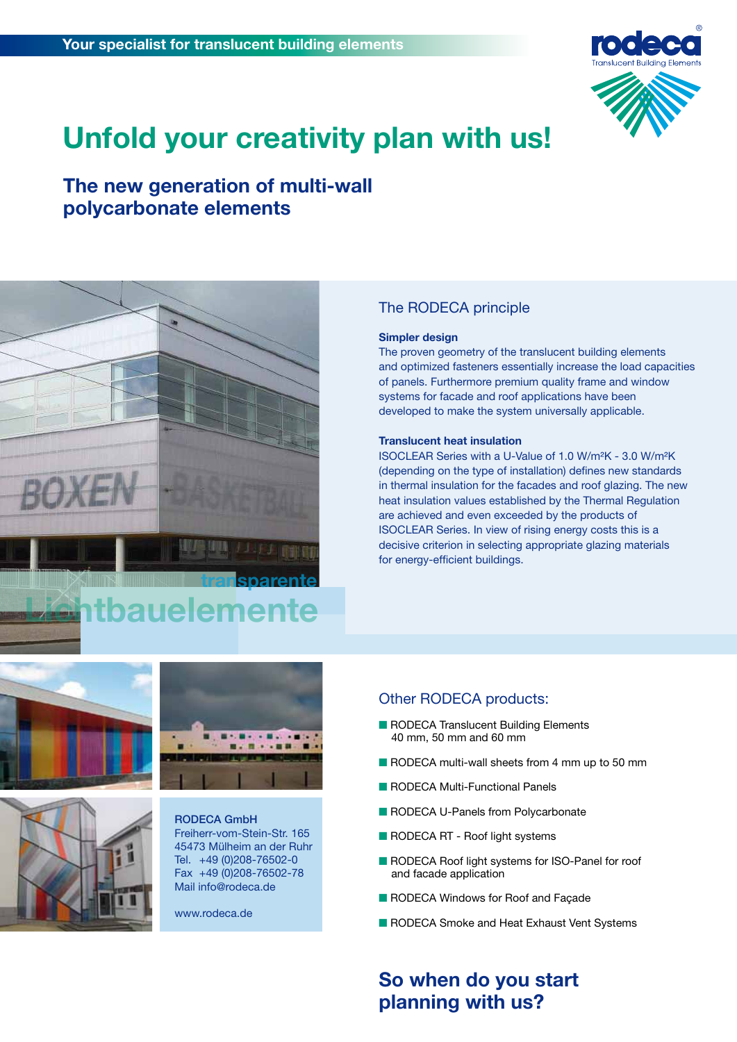Your specialist for translucent building elements

rodeca®
Translucent Building Elements

# Unfold your creativity plan with us!

## The new generation of multi-wall polycarbonate elements

transparente Lichtbauelemente

### The RODECA principle

**Simpler design**

The proven geometry of the translucent building elements and optimized fasteners essentially increase the load capacities of panels. Furthermore premium quality frame and window systems for facade and roof applications have been developed to make the system universally applicable.

**Translucent heat insulation**

ISOCLEAR Series with a U-Value of 1.0 W/m²K - 3.0 W/m²K (depending on the type of installation) defines new standards in thermal insulation for the facades and roof glazing. The new heat insulation values established by the Thermal Regulation are achieved and even exceeded by the products of ISOCLEAR Series. In view of rising energy costs this is a decisive criterion in selecting appropriate glazing materials for energy-efficient buildings.

### Other RODECA products:

- RODECA Translucent Building Elements 40 mm, 50 mm and 60 mm
- RODECA multi-wall sheets from 4 mm up to 50 mm
- RODECA Multi-Functional Panels
- RODECA U-Panels from Polycarbonate
- RODECA RT - Roof light systems
- RODECA Roof light systems for ISO-Panel for roof and facade application
- RODECA Windows for Roof and Façade
- RODECA Smoke and Heat Exhaust Vent Systems

**RODECA GmbH**
Freiherr-vom-Stein-Str. 165
45473 Mülheim an der Ruhr
Tel. +49 (0)208-76502-0
Fax +49 (0)208-76502-78
Mail info@rodeca.de

www.rodeca.de

## So when do you start planning with us?